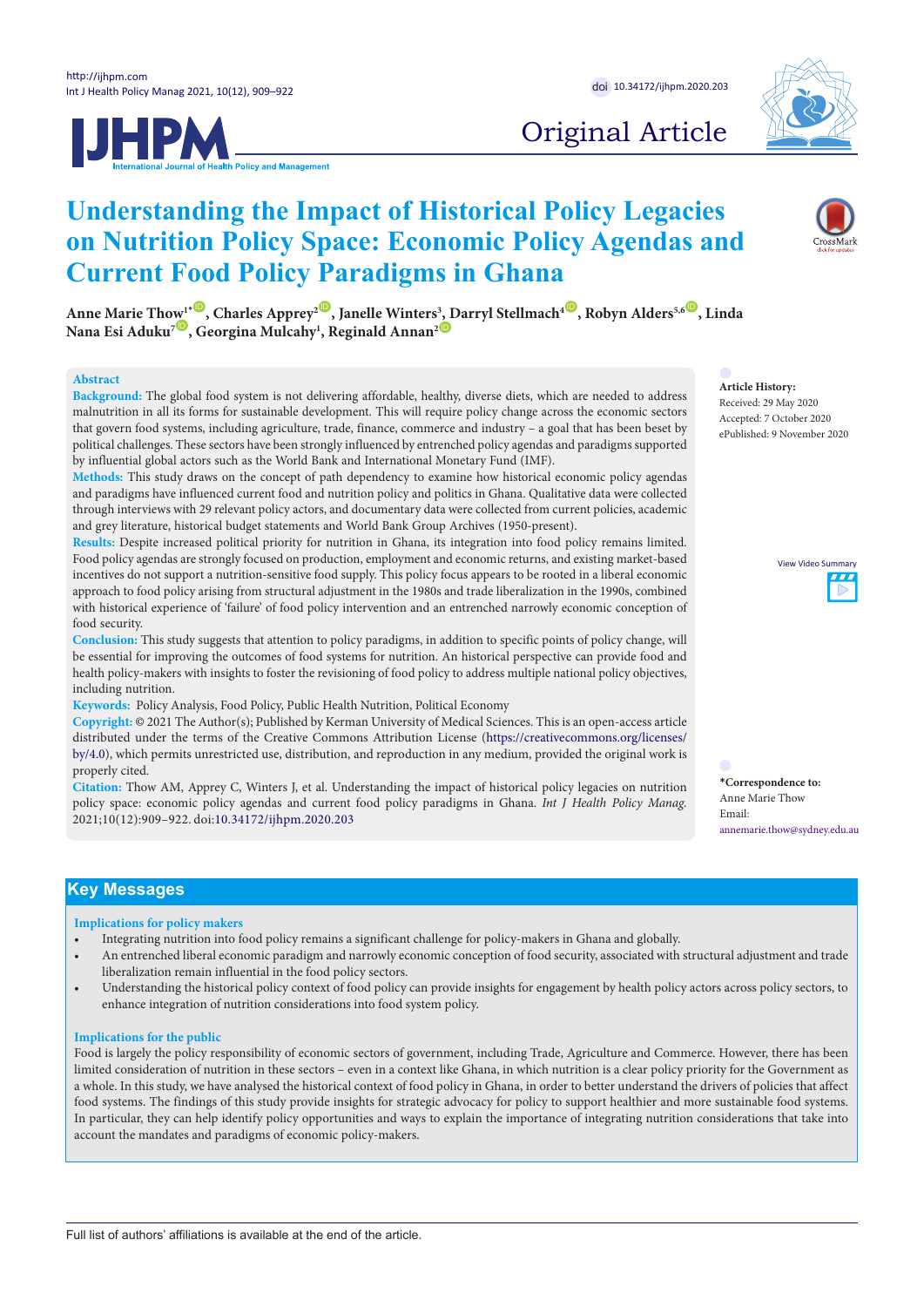Original Article

# Understanding the Impact of Historical Policy Legacies on Nutrition Policy Space: Economic Policy Agendas and Current Food Policy Paradigms in Ghana

**Anne Marie Thow[1*], Charles Apprey[2], Janelle Winters[3], Darryl Stellmach[4], Robyn Alders[5,6], Linda Nana Esi Aduku[7], Georgina Mulcahy[1], Reginald Annan[2]**

## Abstract

**Background:** The global food system is not delivering affordable, healthy, diverse diets, which are needed to address malnutrition in all its forms for sustainable development. This will require policy change across the economic sectors that govern food systems, including agriculture, trade, finance, commerce and industry – a goal that has been beset by political challenges. These sectors have been strongly influenced by entrenched policy agendas and paradigms supported by influential global actors such as the World Bank and International Monetary Fund (IMF).

**Methods:** This study draws on the concept of path dependency to examine how historical economic policy agendas and paradigms have influenced current food and nutrition policy and politics in Ghana. Qualitative data were collected through interviews with 29 relevant policy actors, and documentary data were collected from current policies, academic and grey literature, historical budget statements and World Bank Group Archives (1950-present).

**Results:** Despite increased political priority for nutrition in Ghana, its integration into food policy remains limited. Food policy agendas are strongly focused on production, employment and economic returns, and existing market-based incentives do not support a nutrition-sensitive food supply. This policy focus appears to be rooted in a liberal economic approach to food policy arising from structural adjustment in the 1980s and trade liberalization in the 1990s, combined with historical experience of 'failure' of food policy intervention and an entrenched narrowly economic conception of food security.

**Conclusion:** This study suggests that attention to policy paradigms, in addition to specific points of policy change, will be essential for improving the outcomes of food systems for nutrition. An historical perspective can provide food and health policy-makers with insights to foster the revisioning of food policy to address multiple national policy objectives, including nutrition.

**Keywords:** Policy Analysis, Food Policy, Public Health Nutrition, Political Economy

**Copyright:** © 2021 The Author(s); Published by Kerman University of Medical Sciences. This is an open-access article distributed under the terms of the Creative Commons Attribution License (https://creativecommons.org/licenses/by/4.0), which permits unrestricted use, distribution, and reproduction in any medium, provided the original work is properly cited.

**Citation:** Thow AM, Apprey C, Winters J, et al. Understanding the impact of historical policy legacies on nutrition policy space: economic policy agendas and current food policy paradigms in Ghana. *Int J Health Policy Manag.* 2021;10(12):909–922. doi:10.34172/ijhpm.2020.203

**Article History:**
Received: 29 May 2020
Accepted: 7 October 2020
ePublished: 9 November 2020

View Video Summary

**\*Correspondence to:**
Anne Marie Thow
Email: annemarie.thow@sydney.edu.au

## Key Messages

### Implications for policy makers

- Integrating nutrition into food policy remains a significant challenge for policy-makers in Ghana and globally.
- An entrenched liberal economic paradigm and narrowly economic conception of food security, associated with structural adjustment and trade liberalization remain influential in the food policy sectors.
- Understanding the historical policy context of food policy can provide insights for engagement by health policy actors across policy sectors, to enhance integration of nutrition considerations into food system policy.

### Implications for the public

Food is largely the policy responsibility of economic sectors of government, including Trade, Agriculture and Commerce. However, there has been limited consideration of nutrition in these sectors – even in a context like Ghana, in which nutrition is a clear policy priority for the Government as a whole. In this study, we have analysed the historical context of food policy in Ghana, in order to better understand the drivers of policies that affect food systems. The findings of this study provide insights for strategic advocacy for policy to support healthier and more sustainable food systems. In particular, they can help identify policy opportunities and ways to explain the importance of integrating nutrition considerations that take into account the mandates and paradigms of economic policy-makers.

Full list of authors' affiliations is available at the end of the article.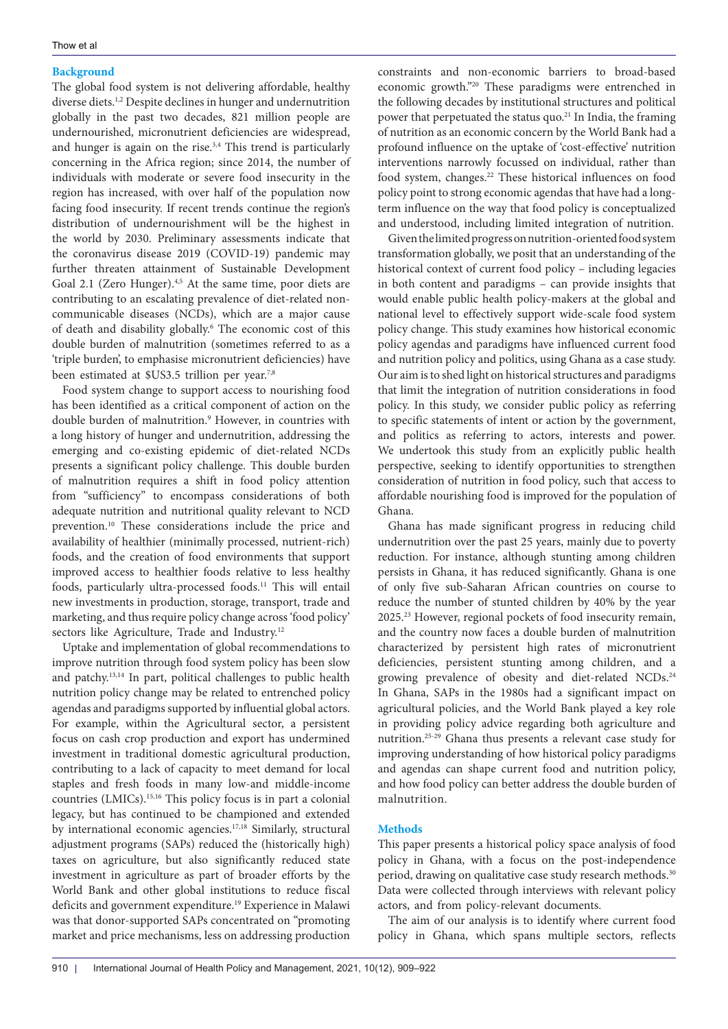## Background

The global food system is not delivering affordable, healthy diverse diets.[1,2] Despite declines in hunger and undernutrition globally in the past two decades, 821 million people are undernourished, micronutrient deficiencies are widespread, and hunger is again on the rise.[3,4] This trend is particularly concerning in the Africa region; since 2014, the number of individuals with moderate or severe food insecurity in the region has increased, with over half of the population now facing food insecurity. If recent trends continue the region's distribution of undernourishment will be the highest in the world by 2030. Preliminary assessments indicate that the coronavirus disease 2019 (COVID-19) pandemic may further threaten attainment of Sustainable Development Goal 2.1 (Zero Hunger).[4,5] At the same time, poor diets are contributing to an escalating prevalence of diet-related non-communicable diseases (NCDs), which are a major cause of death and disability globally.[6] The economic cost of this double burden of malnutrition (sometimes referred to as a 'triple burden', to emphasise micronutrient deficiencies) have been estimated at $US3.5 trillion per year.[7,8]

Food system change to support access to nourishing food has been identified as a critical component of action on the double burden of malnutrition.[9] However, in countries with a long history of hunger and undernutrition, addressing the emerging and co-existing epidemic of diet-related NCDs presents a significant policy challenge. This double burden of malnutrition requires a shift in food policy attention from "sufficiency" to encompass considerations of both adequate nutrition and nutritional quality relevant to NCD prevention.[10] These considerations include the price and availability of healthier (minimally processed, nutrient-rich) foods, and the creation of food environments that support improved access to healthier foods relative to less healthy foods, particularly ultra-processed foods.[11] This will entail new investments in production, storage, transport, trade and marketing, and thus require policy change across 'food policy' sectors like Agriculture, Trade and Industry.[12]

Uptake and implementation of global recommendations to improve nutrition through food system policy has been slow and patchy.[13,14] In part, political challenges to public health nutrition policy change may be related to entrenched policy agendas and paradigms supported by influential global actors. For example, within the Agricultural sector, a persistent focus on cash crop production and export has undermined investment in traditional domestic agricultural production, contributing to a lack of capacity to meet demand for local staples and fresh foods in many low-and middle-income countries (LMICs).[15,16] This policy focus is in part a colonial legacy, but has continued to be championed and extended by international economic agencies.[17,18] Similarly, structural adjustment programs (SAPs) reduced the (historically high) taxes on agriculture, but also significantly reduced state investment in agriculture as part of broader efforts by the World Bank and other global institutions to reduce fiscal deficits and government expenditure.[19] Experience in Malawi was that donor-supported SAPs concentrated on "promoting market and price mechanisms, less on addressing production constraints and non-economic barriers to broad-based economic growth."[20] These paradigms were entrenched in the following decades by institutional structures and political power that perpetuated the status quo.[21] In India, the framing of nutrition as an economic concern by the World Bank had a profound influence on the uptake of 'cost-effective' nutrition interventions narrowly focussed on individual, rather than food system, changes.[22] These historical influences on food policy point to strong economic agendas that have had a long-term influence on the way that food policy is conceptualized and understood, including limited integration of nutrition.

Given the limited progress on nutrition-oriented food system transformation globally, we posit that an understanding of the historical context of current food policy – including legacies in both content and paradigms – can provide insights that would enable public health policy-makers at the global and national level to effectively support wide-scale food system policy change. This study examines how historical economic policy agendas and paradigms have influenced current food and nutrition policy and politics, using Ghana as a case study. Our aim is to shed light on historical structures and paradigms that limit the integration of nutrition considerations in food policy. In this study, we consider public policy as referring to specific statements of intent or action by the government, and politics as referring to actors, interests and power. We undertook this study from an explicitly public health perspective, seeking to identify opportunities to strengthen consideration of nutrition in food policy, such that access to affordable nourishing food is improved for the population of Ghana.

Ghana has made significant progress in reducing child undernutrition over the past 25 years, mainly due to poverty reduction. For instance, although stunting among children persists in Ghana, it has reduced significantly. Ghana is one of only five sub-Saharan African countries on course to reduce the number of stunted children by 40% by the year 2025.[23] However, regional pockets of food insecurity remain, and the country now faces a double burden of malnutrition characterized by persistent high rates of micronutrient deficiencies, persistent stunting among children, and a growing prevalence of obesity and diet-related NCDs.[24] In Ghana, SAPs in the 1980s had a significant impact on agricultural policies, and the World Bank played a key role in providing policy advice regarding both agriculture and nutrition.[25-29] Ghana thus presents a relevant case study for improving understanding of how historical policy paradigms and agendas can shape current food and nutrition policy, and how food policy can better address the double burden of malnutrition.

## Methods

This paper presents a historical policy space analysis of food policy in Ghana, with a focus on the post-independence period, drawing on qualitative case study research methods.[30] Data were collected through interviews with relevant policy actors, and from policy-relevant documents.

The aim of our analysis is to identify where current food policy in Ghana, which spans multiple sectors, reflects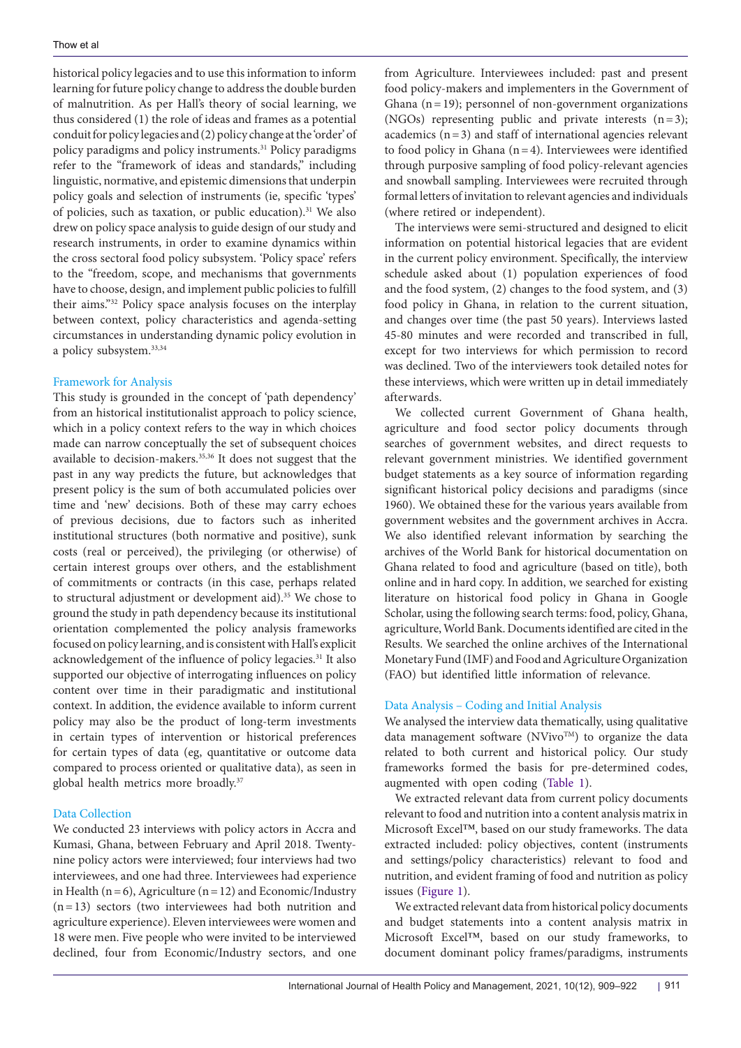historical policy legacies and to use this information to inform learning for future policy change to address the double burden of malnutrition. As per Hall's theory of social learning, we thus considered (1) the role of ideas and frames as a potential conduit for policy legacies and (2) policy change at the 'order' of policy paradigms and policy instruments.[31] Policy paradigms refer to the "framework of ideas and standards," including linguistic, normative, and epistemic dimensions that underpin policy goals and selection of instruments (ie, specific 'types' of policies, such as taxation, or public education).[31] We also drew on policy space analysis to guide design of our study and research instruments, in order to examine dynamics within the cross sectoral food policy subsystem. 'Policy space' refers to the "freedom, scope, and mechanisms that governments have to choose, design, and implement public policies to fulfill their aims."[32] Policy space analysis focuses on the interplay between context, policy characteristics and agenda-setting circumstances in understanding dynamic policy evolution in a policy subsystem.[33,34]

## Framework for Analysis

This study is grounded in the concept of 'path dependency' from an historical institutionalist approach to policy science, which in a policy context refers to the way in which choices made can narrow conceptually the set of subsequent choices available to decision-makers.[35,36] It does not suggest that the past in any way predicts the future, but acknowledges that present policy is the sum of both accumulated policies over time and 'new' decisions. Both of these may carry echoes of previous decisions, due to factors such as inherited institutional structures (both normative and positive), sunk costs (real or perceived), the privileging (or otherwise) of certain interest groups over others, and the establishment of commitments or contracts (in this case, perhaps related to structural adjustment or development aid).[35] We chose to ground the study in path dependency because its institutional orientation complemented the policy analysis frameworks focused on policy learning, and is consistent with Hall's explicit acknowledgement of the influence of policy legacies.[31] It also supported our objective of interrogating influences on policy content over time in their paradigmatic and institutional context. In addition, the evidence available to inform current policy may also be the product of long-term investments in certain types of intervention or historical preferences for certain types of data (eg, quantitative or outcome data compared to process oriented or qualitative data), as seen in global health metrics more broadly.[37]

## Data Collection

We conducted 23 interviews with policy actors in Accra and Kumasi, Ghana, between February and April 2018. Twenty-nine policy actors were interviewed; four interviews had two interviewees, and one had three. Interviewees had experience in Health (n = 6), Agriculture (n = 12) and Economic/Industry (n = 13) sectors (two interviewees had both nutrition and agriculture experience). Eleven interviewees were women and 18 were men. Five people who were invited to be interviewed declined, four from Economic/Industry sectors, and one from Agriculture. Interviewees included: past and present food policy-makers and implementers in the Government of Ghana (n = 19); personnel of non-government organizations (NGOs) representing public and private interests (n = 3); academics (n = 3) and staff of international agencies relevant to food policy in Ghana (n = 4). Interviewees were identified through purposive sampling of food policy-relevant agencies and snowball sampling. Interviewees were recruited through formal letters of invitation to relevant agencies and individuals (where retired or independent).

The interviews were semi-structured and designed to elicit information on potential historical legacies that are evident in the current policy environment. Specifically, the interview schedule asked about (1) population experiences of food and the food system, (2) changes to the food system, and (3) food policy in Ghana, in relation to the current situation, and changes over time (the past 50 years). Interviews lasted 45-80 minutes and were recorded and transcribed in full, except for two interviews for which permission to record was declined. Two of the interviewers took detailed notes for these interviews, which were written up in detail immediately afterwards.

We collected current Government of Ghana health, agriculture and food sector policy documents through searches of government websites, and direct requests to relevant government ministries. We identified government budget statements as a key source of information regarding significant historical policy decisions and paradigms (since 1960). We obtained these for the various years available from government websites and the government archives in Accra. We also identified relevant information by searching the archives of the World Bank for historical documentation on Ghana related to food and agriculture (based on title), both online and in hard copy. In addition, we searched for existing literature on historical food policy in Ghana in Google Scholar, using the following search terms: food, policy, Ghana, agriculture, World Bank. Documents identified are cited in the Results. We searched the online archives of the International Monetary Fund (IMF) and Food and Agriculture Organization (FAO) but identified little information of relevance.

## Data Analysis – Coding and Initial Analysis

We analysed the interview data thematically, using qualitative data management software (NVivo™) to organize the data related to both current and historical policy. Our study frameworks formed the basis for pre-determined codes, augmented with open coding (Table 1).

We extracted relevant data from current policy documents relevant to food and nutrition into a content analysis matrix in Microsoft Excel™, based on our study frameworks. The data extracted included: policy objectives, content (instruments and settings/policy characteristics) relevant to food and nutrition, and evident framing of food and nutrition as policy issues (Figure 1).

We extracted relevant data from historical policy documents and budget statements into a content analysis matrix in Microsoft Excel™, based on our study frameworks, to document dominant policy frames/paradigms, instruments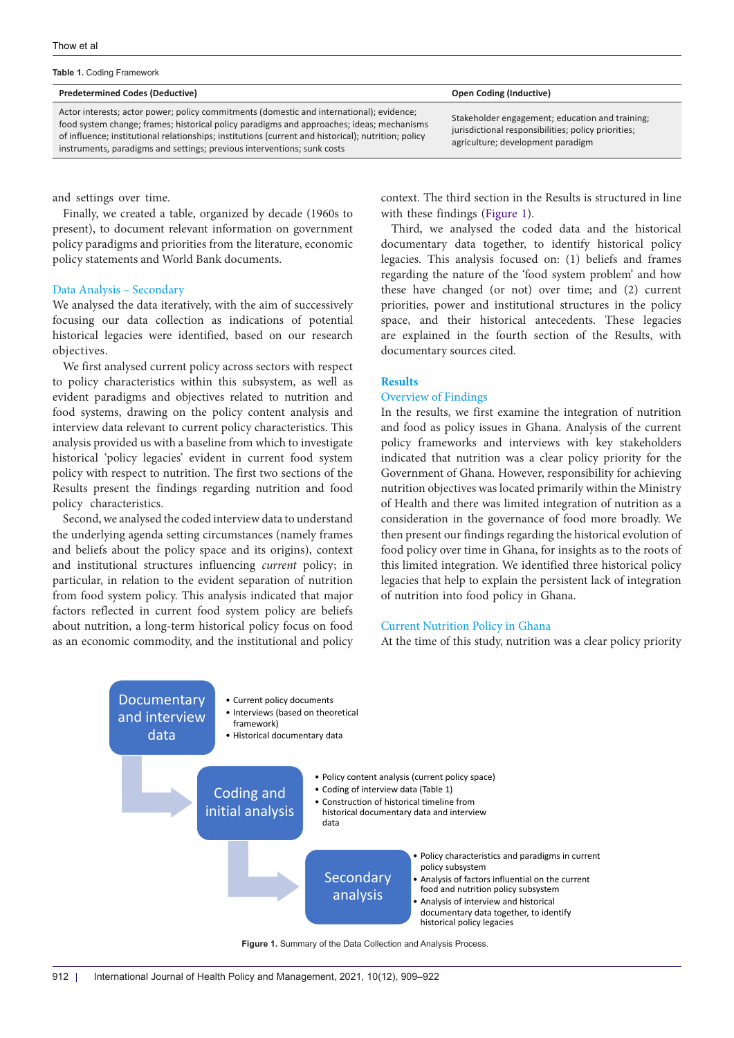**Table 1.** Coding Framework

| Predetermined Codes (Deductive) | Open Coding (Inductive) |
|---|---|
| Actor interests; actor power; policy commitments (domestic and international); evidence; food system change; frames; historical policy paradigms and approaches; ideas; mechanisms of influence; institutional relationships; institutions (current and historical); nutrition; policy instruments, paradigms and settings; previous interventions; sunk costs | Stakeholder engagement; education and training; jurisdictional responsibilities; policy priorities; agriculture; development paradigm |

and settings over time.

Finally, we created a table, organized by decade (1960s to present), to document relevant information on government policy paradigms and priorities from the literature, economic policy statements and World Bank documents.

### Data Analysis – Secondary

We analysed the data iteratively, with the aim of successively focusing our data collection as indications of potential historical legacies were identified, based on our research objectives.

We first analysed current policy across sectors with respect to policy characteristics within this subsystem, as well as evident paradigms and objectives related to nutrition and food systems, drawing on the policy content analysis and interview data relevant to current policy characteristics. This analysis provided us with a baseline from which to investigate historical 'policy legacies' evident in current food system policy with respect to nutrition. The first two sections of the Results present the findings regarding nutrition and food policy characteristics.

Second, we analysed the coded interview data to understand the underlying agenda setting circumstances (namely frames and beliefs about the policy space and its origins), context and institutional structures influencing *current* policy; in particular, in relation to the evident separation of nutrition from food system policy. This analysis indicated that major factors reflected in current food system policy are beliefs about nutrition, a long-term historical policy focus on food as an economic commodity, and the institutional and policy context. The third section in the Results is structured in line with these findings (Figure 1).

Third, we analysed the coded data and the historical documentary data together, to identify historical policy legacies. This analysis focused on: (1) beliefs and frames regarding the nature of the 'food system problem' and how these have changed (or not) over time; and (2) current priorities, power and institutional structures in the policy space, and their historical antecedents. These legacies are explained in the fourth section of the Results, with documentary sources cited.

## Results

### Overview of Findings

In the results, we first examine the integration of nutrition and food as policy issues in Ghana. Analysis of the current policy frameworks and interviews with key stakeholders indicated that nutrition was a clear policy priority for the Government of Ghana. However, responsibility for achieving nutrition objectives was located primarily within the Ministry of Health and there was limited integration of nutrition as a consideration in the governance of food more broadly. We then present our findings regarding the historical evolution of food policy over time in Ghana, for insights as to the roots of this limited integration. We identified three historical policy legacies that help to explain the persistent lack of integration of nutrition into food policy in Ghana.

### Current Nutrition Policy in Ghana

At the time of this study, nutrition was a clear policy priority

**Documentary and interview data**
- Current policy documents
- Interviews (based on theoretical framework)
- Historical documentary data

**Coding and initial analysis**
- Policy content analysis (current policy space)
- Coding of interview data (Table 1)
- Construction of historical timeline from historical documentary data and interview data

**Secondary analysis**
- Policy characteristics and paradigms in current policy subsystem
- Analysis of factors influential on the current food and nutrition policy subsystem
- Analysis of interview and historical documentary data together, to identify historical policy legacies

**Figure 1.** Summary of the Data Collection and Analysis Process.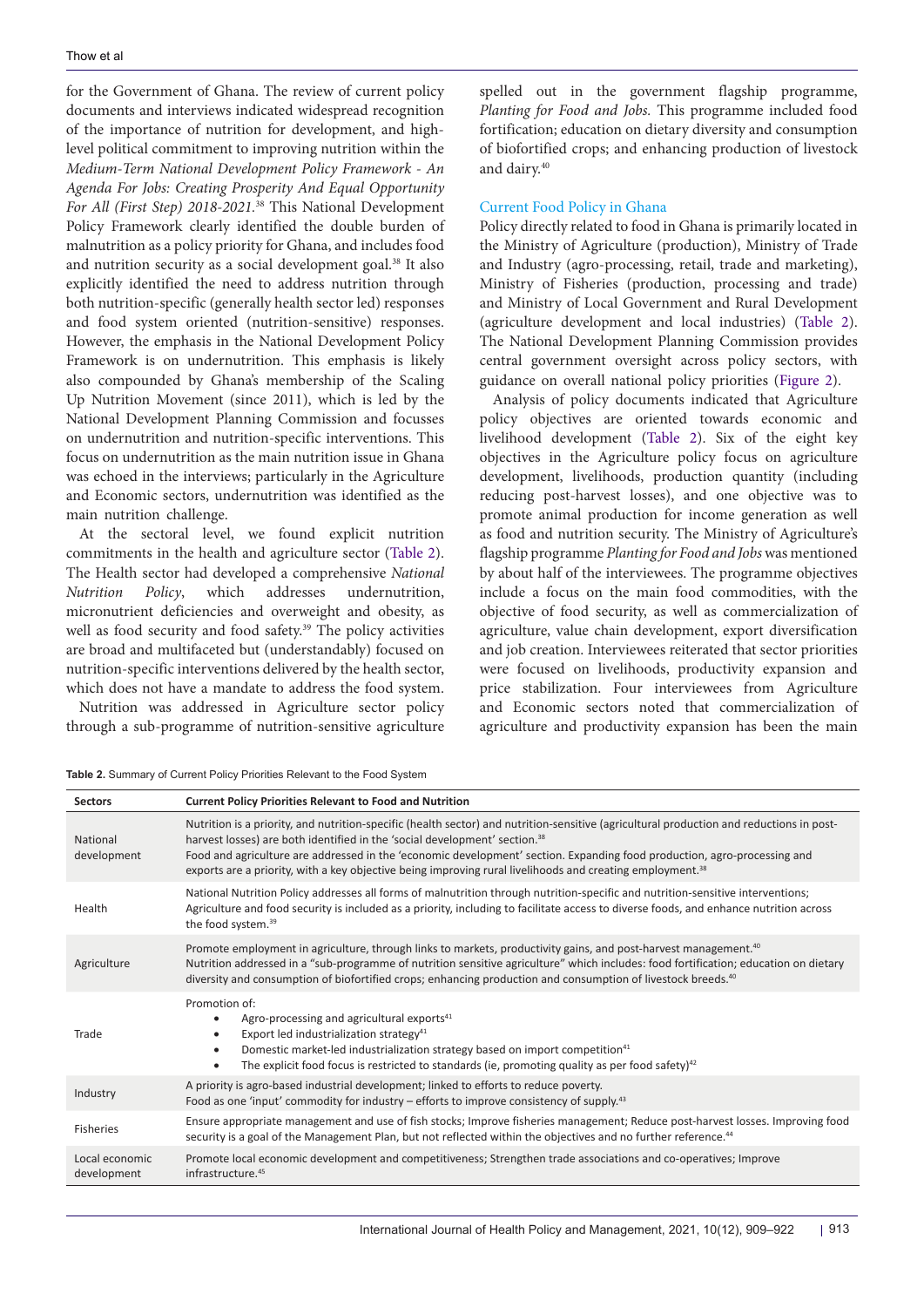for the Government of Ghana. The review of current policy documents and interviews indicated widespread recognition of the importance of nutrition for development, and high-level political commitment to improving nutrition within the *Medium-Term National Development Policy Framework - An Agenda For Jobs: Creating Prosperity And Equal Opportunity For All (First Step) 2018-2021.*[38] This National Development Policy Framework clearly identified the double burden of malnutrition as a policy priority for Ghana, and includes food and nutrition security as a social development goal.[38] It also explicitly identified the need to address nutrition through both nutrition-specific (generally health sector led) responses and food system oriented (nutrition-sensitive) responses. However, the emphasis in the National Development Policy Framework is on undernutrition. This emphasis is likely also compounded by Ghana's membership of the Scaling Up Nutrition Movement (since 2011), which is led by the National Development Planning Commission and focusses on undernutrition and nutrition-specific interventions. This focus on undernutrition as the main nutrition issue in Ghana was echoed in the interviews; particularly in the Agriculture and Economic sectors, undernutrition was identified as the main nutrition challenge.

At the sectoral level, we found explicit nutrition commitments in the health and agriculture sector (Table 2). The Health sector had developed a comprehensive *National Nutrition Policy*, which addresses undernutrition, micronutrient deficiencies and overweight and obesity, as well as food security and food safety.[39] The policy activities are broad and multifaceted but (understandably) focused on nutrition-specific interventions delivered by the health sector, which does not have a mandate to address the food system.

Nutrition was addressed in Agriculture sector policy through a sub-programme of nutrition-sensitive agriculture spelled out in the government flagship programme, *Planting for Food and Jobs.* This programme included food fortification; education on dietary diversity and consumption of biofortified crops; and enhancing production of livestock and dairy.[40]

### Current Food Policy in Ghana

Policy directly related to food in Ghana is primarily located in the Ministry of Agriculture (production), Ministry of Trade and Industry (agro-processing, retail, trade and marketing), Ministry of Fisheries (production, processing and trade) and Ministry of Local Government and Rural Development (agriculture development and local industries) (Table 2). The National Development Planning Commission provides central government oversight across policy sectors, with guidance on overall national policy priorities (Figure 2).

Analysis of policy documents indicated that Agriculture policy objectives are oriented towards economic and livelihood development (Table 2). Six of the eight key objectives in the Agriculture policy focus on agriculture development, livelihoods, production quantity (including reducing post-harvest losses), and one objective was to promote animal production for income generation as well as food and nutrition security. The Ministry of Agriculture's flagship programme *Planting for Food and Jobs* was mentioned by about half of the interviewees. The programme objectives include a focus on the main food commodities, with the objective of food security, as well as commercialization of agriculture, value chain development, export diversification and job creation. Interviewees reiterated that sector priorities were focused on livelihoods, productivity expansion and price stabilization. Four interviewees from Agriculture and Economic sectors noted that commercialization of agriculture and productivity expansion has been the main

**Table 2.** Summary of Current Policy Priorities Relevant to the Food System

| Sectors | Current Policy Priorities Relevant to Food and Nutrition |
|---|---|
| National development | Nutrition is a priority, and nutrition-specific (health sector) and nutrition-sensitive (agricultural production and reductions in post-harvest losses) are both identified in the 'social development' section.[38]<br>Food and agriculture are addressed in the 'economic development' section. Expanding food production, agro-processing and exports are a priority, with a key objective being improving rural livelihoods and creating employment.[38] |
| Health | National Nutrition Policy addresses all forms of malnutrition through nutrition-specific and nutrition-sensitive interventions;<br>Agriculture and food security is included as a priority, including to facilitate access to diverse foods, and enhance nutrition across the food system.[39] |
| Agriculture | Promote employment in agriculture, through links to markets, productivity gains, and post-harvest management.[40]<br>Nutrition addressed in a "sub-programme of nutrition sensitive agriculture" which includes: food fortification; education on dietary diversity and consumption of biofortified crops; enhancing production and consumption of livestock breeds.[40] |
| Trade | Promotion of:<br>• Agro-processing and agricultural exports[41]<br>• Export led industrialization strategy[41]<br>• Domestic market-led industrialization strategy based on import competition[41]<br>• The explicit food focus is restricted to standards (ie, promoting quality as per food safety)[42] |
| Industry | A priority is agro-based industrial development; linked to efforts to reduce poverty.<br>Food as one 'input' commodity for industry – efforts to improve consistency of supply.[43] |
| Fisheries | Ensure appropriate management and use of fish stocks; Improve fisheries management; Reduce post-harvest losses. Improving food security is a goal of the Management Plan, but not reflected within the objectives and no further reference.[44] |
| Local economic development | Promote local economic development and competitiveness; Strengthen trade associations and co-operatives; Improve infrastructure.[45] |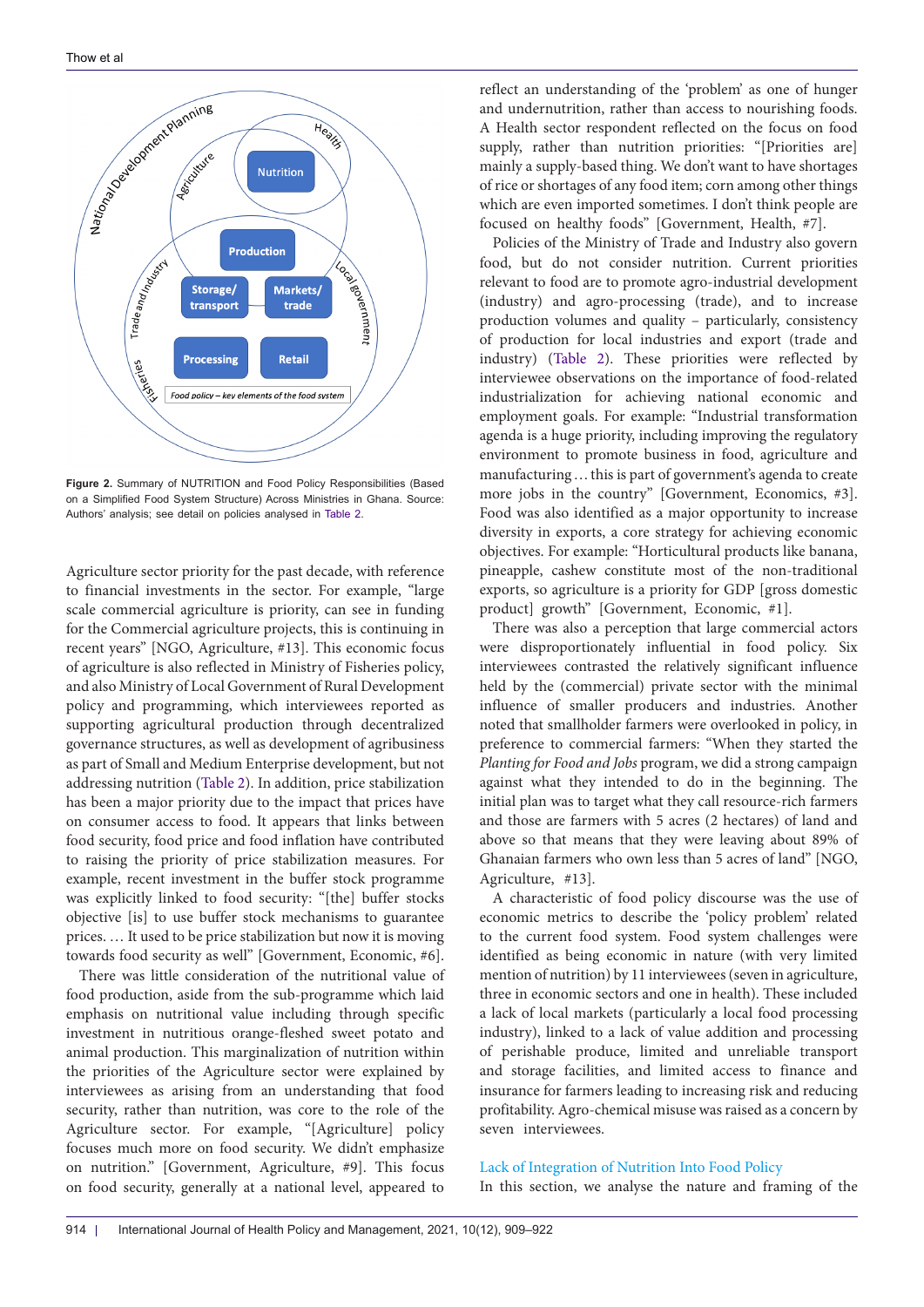Figure 2. Summary of NUTRITION and Food Policy Responsibilities (Based on a Simplified Food System Structure) Across Ministries in Ghana. Source: Authors' analysis; see detail on policies analysed in Table 2.

Agriculture sector priority for the past decade, with reference to financial investments in the sector. For example, "large scale commercial agriculture is priority, can see in funding for the Commercial agriculture projects, this is continuing in recent years" [NGO, Agriculture, #13]. This economic focus of agriculture is also reflected in Ministry of Fisheries policy, and also Ministry of Local Government of Rural Development policy and programming, which interviewees reported as supporting agricultural production through decentralized governance structures, as well as development of agribusiness as part of Small and Medium Enterprise development, but not addressing nutrition (Table 2). In addition, price stabilization has been a major priority due to the impact that prices have on consumer access to food. It appears that links between food security, food price and food inflation have contributed to raising the priority of price stabilization measures. For example, recent investment in the buffer stock programme was explicitly linked to food security: "[the] buffer stocks objective [is] to use buffer stock mechanisms to guarantee prices. … It used to be price stabilization but now it is moving towards food security as well" [Government, Economic, #6].

There was little consideration of the nutritional value of food production, aside from the sub-programme which laid emphasis on nutritional value including through specific investment in nutritious orange-fleshed sweet potato and animal production. This marginalization of nutrition within the priorities of the Agriculture sector were explained by interviewees as arising from an understanding that food security, rather than nutrition, was core to the role of the Agriculture sector. For example, "[Agriculture] policy focuses much more on food security. We didn't emphasize on nutrition." [Government, Agriculture, #9]. This focus on food security, generally at a national level, appeared to reflect an understanding of the 'problem' as one of hunger and undernutrition, rather than access to nourishing foods. A Health sector respondent reflected on the focus on food supply, rather than nutrition priorities: "[Priorities are] mainly a supply-based thing. We don't want to have shortages of rice or shortages of any food item; corn among other things which are even imported sometimes. I don't think people are focused on healthy foods" [Government, Health, #7].

Policies of the Ministry of Trade and Industry also govern food, but do not consider nutrition. Current priorities relevant to food are to promote agro-industrial development (industry) and agro-processing (trade), and to increase production volumes and quality – particularly, consistency of production for local industries and export (trade and industry) (Table 2). These priorities were reflected by interviewee observations on the importance of food-related industrialization for achieving national economic and employment goals. For example: "Industrial transformation agenda is a huge priority, including improving the regulatory environment to promote business in food, agriculture and manufacturing … this is part of government's agenda to create more jobs in the country" [Government, Economics, #3]. Food was also identified as a major opportunity to increase diversity in exports, a core strategy for achieving economic objectives. For example: "Horticultural products like banana, pineapple, cashew constitute most of the non-traditional exports, so agriculture is a priority for GDP [gross domestic product] growth" [Government, Economic, #1].

There was also a perception that large commercial actors were disproportionately influential in food policy. Six interviewees contrasted the relatively significant influence held by the (commercial) private sector with the minimal influence of smaller producers and industries. Another noted that smallholder farmers were overlooked in policy, in preference to commercial farmers: "When they started the *Planting for Food and Jobs* program, we did a strong campaign against what they intended to do in the beginning. The initial plan was to target what they call resource-rich farmers and those are farmers with 5 acres (2 hectares) of land and above so that means that they were leaving about 89% of Ghanaian farmers who own less than 5 acres of land" [NGO, Agriculture, #13].

A characteristic of food policy discourse was the use of economic metrics to describe the 'policy problem' related to the current food system. Food system challenges were identified as being economic in nature (with very limited mention of nutrition) by 11 interviewees (seven in agriculture, three in economic sectors and one in health). These included a lack of local markets (particularly a local food processing industry), linked to a lack of value addition and processing of perishable produce, limited and unreliable transport and storage facilities, and limited access to finance and insurance for farmers leading to increasing risk and reducing profitability. Agro-chemical misuse was raised as a concern by seven interviewees.

### Lack of Integration of Nutrition Into Food Policy

In this section, we analyse the nature and framing of the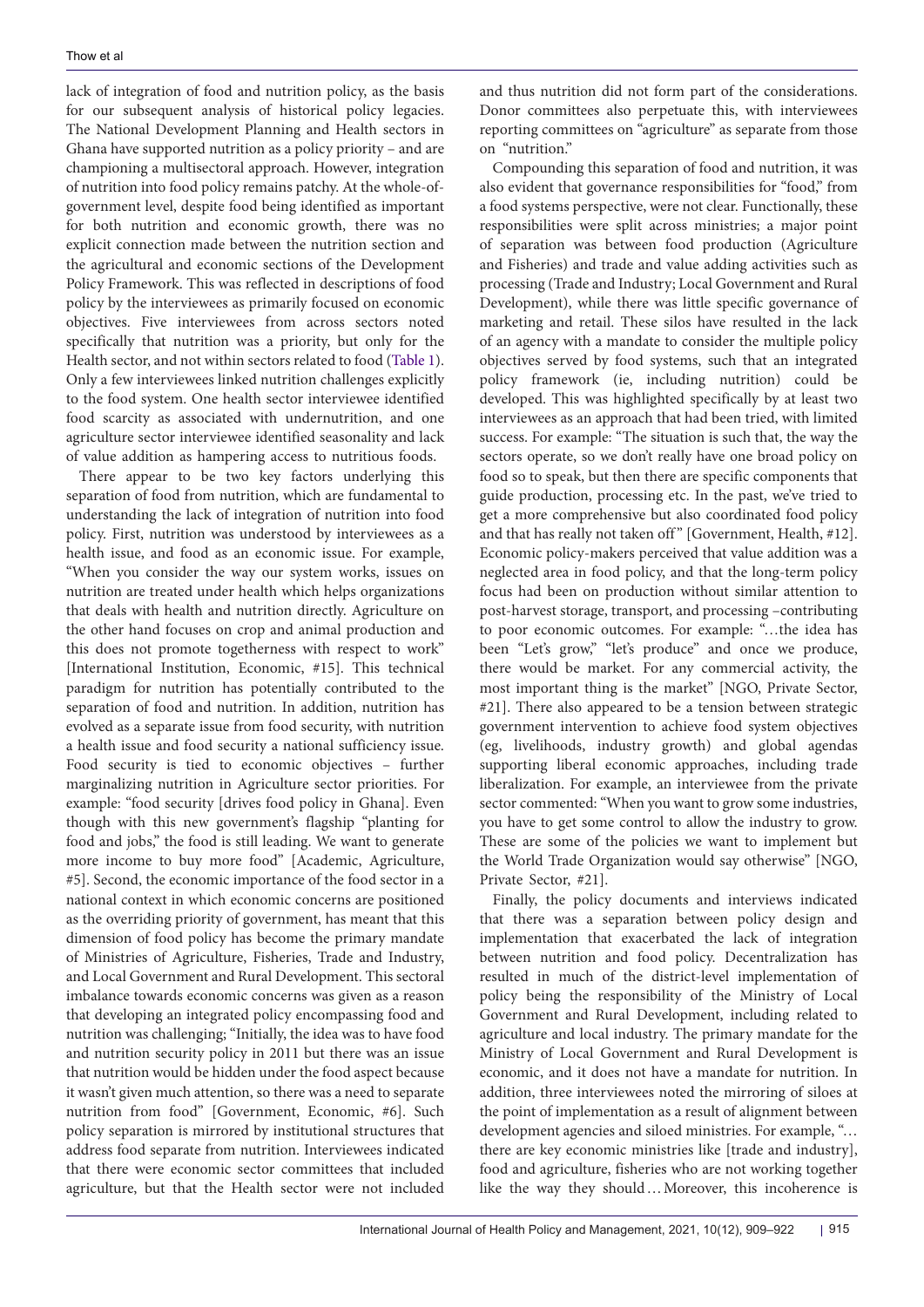lack of integration of food and nutrition policy, as the basis for our subsequent analysis of historical policy legacies. The National Development Planning and Health sectors in Ghana have supported nutrition as a policy priority – and are championing a multisectoral approach. However, integration of nutrition into food policy remains patchy. At the whole-of-government level, despite food being identified as important for both nutrition and economic growth, there was no explicit connection made between the nutrition section and the agricultural and economic sections of the Development Policy Framework. This was reflected in descriptions of food policy by the interviewees as primarily focused on economic objectives. Five interviewees from across sectors noted specifically that nutrition was a priority, but only for the Health sector, and not within sectors related to food (Table 1). Only a few interviewees linked nutrition challenges explicitly to the food system. One health sector interviewee identified food scarcity as associated with undernutrition, and one agriculture sector interviewee identified seasonality and lack of value addition as hampering access to nutritious foods.

There appear to be two key factors underlying this separation of food from nutrition, which are fundamental to understanding the lack of integration of nutrition into food policy. First, nutrition was understood by interviewees as a health issue, and food as an economic issue. For example, "When you consider the way our system works, issues on nutrition are treated under health which helps organizations that deals with health and nutrition directly. Agriculture on the other hand focuses on crop and animal production and this does not promote togetherness with respect to work" [International Institution, Economic, #15]. This technical paradigm for nutrition has potentially contributed to the separation of food and nutrition. In addition, nutrition has evolved as a separate issue from food security, with nutrition a health issue and food security a national sufficiency issue. Food security is tied to economic objectives – further marginalizing nutrition in Agriculture sector priorities. For example: "food security [drives food policy in Ghana]. Even though with this new government's flagship "planting for food and jobs," the food is still leading. We want to generate more income to buy more food" [Academic, Agriculture, #5]. Second, the economic importance of the food sector in a national context in which economic concerns are positioned as the overriding priority of government, has meant that this dimension of food policy has become the primary mandate of Ministries of Agriculture, Fisheries, Trade and Industry, and Local Government and Rural Development. This sectoral imbalance towards economic concerns was given as a reason that developing an integrated policy encompassing food and nutrition was challenging; "Initially, the idea was to have food and nutrition security policy in 2011 but there was an issue that nutrition would be hidden under the food aspect because it wasn't given much attention, so there was a need to separate nutrition from food" [Government, Economic, #6]. Such policy separation is mirrored by institutional structures that address food separate from nutrition. Interviewees indicated that there were economic sector committees that included agriculture, but that the Health sector were not included and thus nutrition did not form part of the considerations. Donor committees also perpetuate this, with interviewees reporting committees on "agriculture" as separate from those on "nutrition."

Compounding this separation of food and nutrition, it was also evident that governance responsibilities for "food," from a food systems perspective, were not clear. Functionally, these responsibilities were split across ministries; a major point of separation was between food production (Agriculture and Fisheries) and trade and value adding activities such as processing (Trade and Industry; Local Government and Rural Development), while there was little specific governance of marketing and retail. These silos have resulted in the lack of an agency with a mandate to consider the multiple policy objectives served by food systems, such that an integrated policy framework (ie, including nutrition) could be developed. This was highlighted specifically by at least two interviewees as an approach that had been tried, with limited success. For example: "The situation is such that, the way the sectors operate, so we don't really have one broad policy on food so to speak, but then there are specific components that guide production, processing etc. In the past, we've tried to get a more comprehensive but also coordinated food policy and that has really not taken off" [Government, Health, #12]. Economic policy-makers perceived that value addition was a neglected area in food policy, and that the long-term policy focus had been on production without similar attention to post-harvest storage, transport, and processing –contributing to poor economic outcomes. For example: "…the idea has been "Let's grow," "let's produce" and once we produce, there would be market. For any commercial activity, the most important thing is the market" [NGO, Private Sector, #21]. There also appeared to be a tension between strategic government intervention to achieve food system objectives (eg, livelihoods, industry growth) and global agendas supporting liberal economic approaches, including trade liberalization. For example, an interviewee from the private sector commented: "When you want to grow some industries, you have to get some control to allow the industry to grow. These are some of the policies we want to implement but the World Trade Organization would say otherwise" [NGO, Private Sector, #21].

Finally, the policy documents and interviews indicated that there was a separation between policy design and implementation that exacerbated the lack of integration between nutrition and food policy. Decentralization has resulted in much of the district-level implementation of policy being the responsibility of the Ministry of Local Government and Rural Development, including related to agriculture and local industry. The primary mandate for the Ministry of Local Government and Rural Development is economic, and it does not have a mandate for nutrition. In addition, three interviewees noted the mirroring of siloes at the point of implementation as a result of alignment between development agencies and siloed ministries. For example, "… there are key economic ministries like [trade and industry], food and agriculture, fisheries who are not working together like the way they should… Moreover, this incoherence is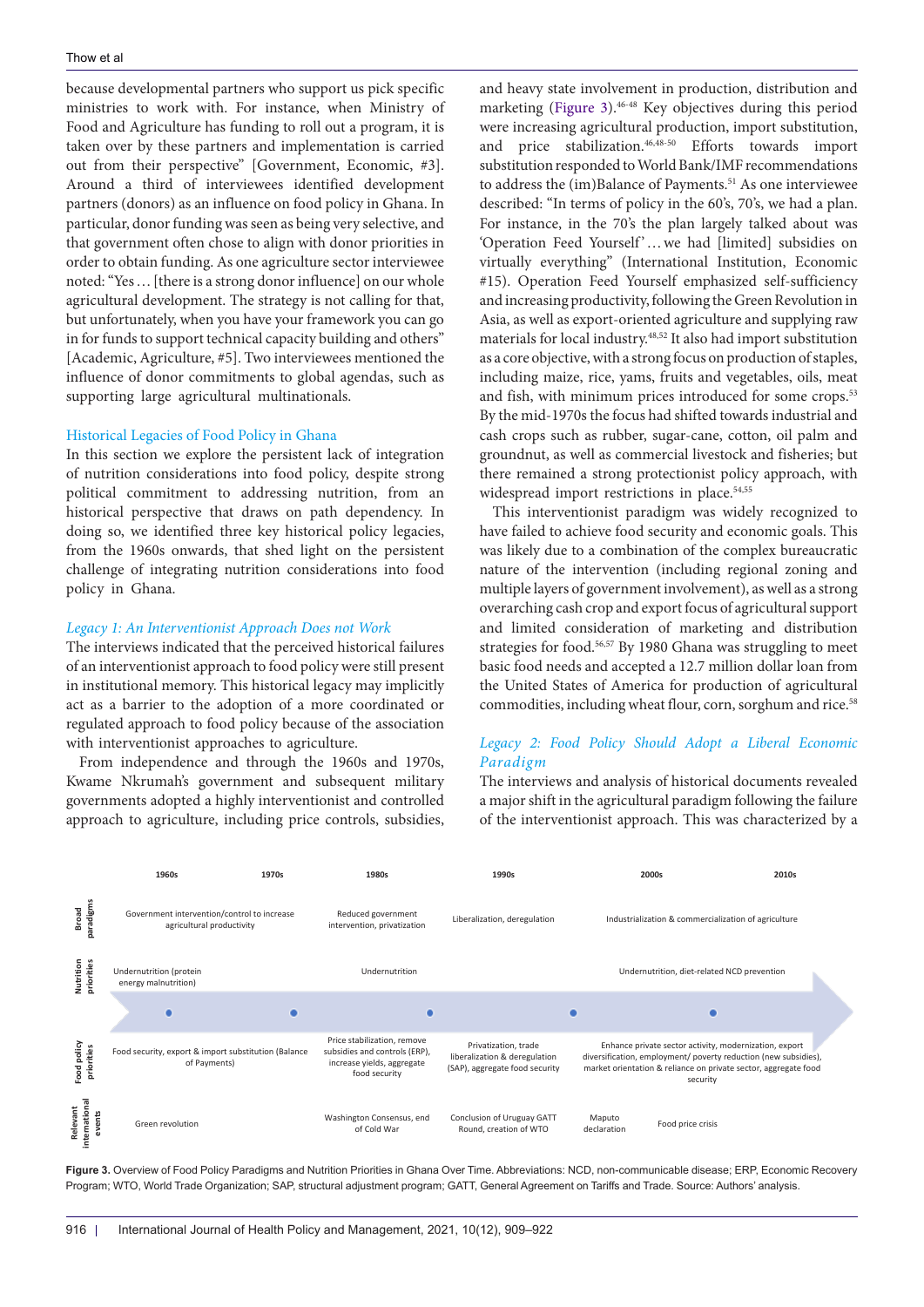because developmental partners who support us pick specific ministries to work with. For instance, when Ministry of Food and Agriculture has funding to roll out a program, it is taken over by these partners and implementation is carried out from their perspective" [Government, Economic, #3]. Around a third of interviewees identified development partners (donors) as an influence on food policy in Ghana. In particular, donor funding was seen as being very selective, and that government often chose to align with donor priorities in order to obtain funding. As one agriculture sector interviewee noted: "Yes… [there is a strong donor influence] on our whole agricultural development. The strategy is not calling for that, but unfortunately, when you have your framework you can go in for funds to support technical capacity building and others" [Academic, Agriculture, #5]. Two interviewees mentioned the influence of donor commitments to global agendas, such as supporting large agricultural multinationals.

## Historical Legacies of Food Policy in Ghana

In this section we explore the persistent lack of integration of nutrition considerations into food policy, despite strong political commitment to addressing nutrition, from an historical perspective that draws on path dependency. In doing so, we identified three key historical policy legacies, from the 1960s onwards, that shed light on the persistent challenge of integrating nutrition considerations into food policy in Ghana.

### *Legacy 1: An Interventionist Approach Does not Work*

The interviews indicated that the perceived historical failures of an interventionist approach to food policy were still present in institutional memory. This historical legacy may implicitly act as a barrier to the adoption of a more coordinated or regulated approach to food policy because of the association with interventionist approaches to agriculture.

From independence and through the 1960s and 1970s, Kwame Nkrumah's government and subsequent military governments adopted a highly interventionist and controlled approach to agriculture, including price controls, subsidies, and heavy state involvement in production, distribution and marketing (Figure 3).[46-48] Key objectives during this period were increasing agricultural production, import substitution, and price stabilization.[46,48-50] Efforts towards import substitution responded to World Bank/IMF recommendations to address the (im)Balance of Payments.[51] As one interviewee described: "In terms of policy in the 60's, 70's, we had a plan. For instance, in the 70's the plan largely talked about was 'Operation Feed Yourself'… we had [limited] subsidies on virtually everything" (International Institution, Economic #15). Operation Feed Yourself emphasized self-sufficiency and increasing productivity, following the Green Revolution in Asia, as well as export-oriented agriculture and supplying raw materials for local industry.[48,52] It also had import substitution as a core objective, with a strong focus on production of staples, including maize, rice, yams, fruits and vegetables, oils, meat and fish, with minimum prices introduced for some crops.[53] By the mid-1970s the focus had shifted towards industrial and cash crops such as rubber, sugar-cane, cotton, oil palm and groundnut, as well as commercial livestock and fisheries; but there remained a strong protectionist policy approach, with widespread import restrictions in place.[54,55]

This interventionist paradigm was widely recognized to have failed to achieve food security and economic goals. This was likely due to a combination of the complex bureaucratic nature of the intervention (including regional zoning and multiple layers of government involvement), as well as a strong overarching cash crop and export focus of agricultural support and limited consideration of marketing and distribution strategies for food.[56,57] By 1980 Ghana was struggling to meet basic food needs and accepted a 12.7 million dollar loan from the United States of America for production of agricultural commodities, including wheat flour, corn, sorghum and rice.[58]

### *Legacy 2: Food Policy Should Adopt a Liberal Economic Paradigm*

The interviews and analysis of historical documents revealed a major shift in the agricultural paradigm following the failure of the interventionist approach. This was characterized by a

| | 1960s | 1970s | 1980s | 1990s | 2000s | 2010s |
|---|---|---|---|---|---|---|
| Broad paradigms | Government intervention/control to increase agricultural productivity | | Reduced government intervention, privatization | Liberalization, deregulation | Industrialization & commercialization of agriculture | |
| Nutrition priorities | Undernutrition (protein energy malnutrition) | | Undernutrition | | Undernutrition, diet-related NCD prevention | |
| Food policy priorities | Food security, export & import substitution (Balance of Payments) | | Price stabilization, remove subsidies and controls (ERP), increase yields, aggregate food security | Privatization, trade liberalization & deregulation (SAP), aggregate food security | Enhance private sector activity, modernization, export diversification, employment/ poverty reduction (new subsidies), market orientation & reliance on private sector, aggregate food security | |
| Relevant international events | Green revolution | | Washington Consensus, end of Cold War | Conclusion of Uruguay GATT Round, creation of WTO | Maputo declaration; Food price crisis | |

**Figure 3.** Overview of Food Policy Paradigms and Nutrition Priorities in Ghana Over Time. Abbreviations: NCD, non-communicable disease; ERP, Economic Recovery Program; WTO, World Trade Organization; SAP, structural adjustment program; GATT, General Agreement on Tariffs and Trade. Source: Authors' analysis.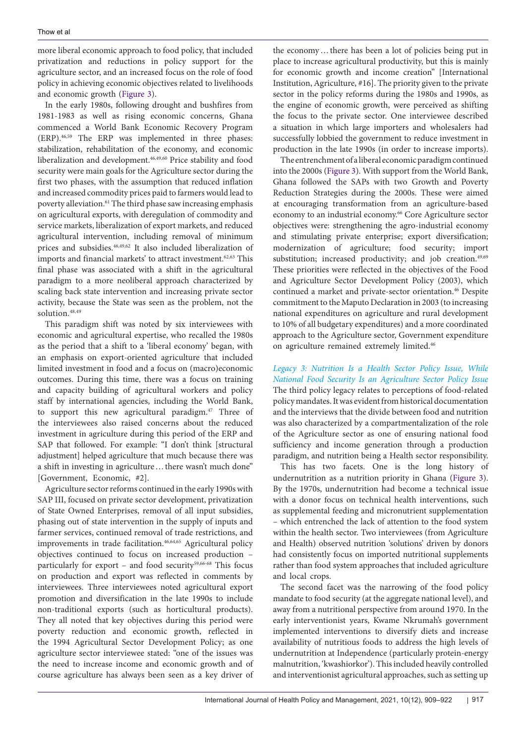more liberal economic approach to food policy, that included privatization and reductions in policy support for the agriculture sector, and an increased focus on the role of food policy in achieving economic objectives related to livelihoods and economic growth (Figure 3).

In the early 1980s, following drought and bushfires from 1981-1983 as well as rising economic concerns, Ghana commenced a World Bank Economic Recovery Program (ERP).[46,59] The ERP was implemented in three phases: stabilization, rehabilitation of the economy, and economic liberalization and development.[46,49,60] Price stability and food security were main goals for the Agriculture sector during the first two phases, with the assumption that reduced inflation and increased commodity prices paid to farmers would lead to poverty alleviation.[61] The third phase saw increasing emphasis on agricultural exports, with deregulation of commodity and service markets, liberalization of export markets, and reduced agricultural intervention, including removal of minimum prices and subsidies.[46,49,62] It also included liberalization of imports and financial markets' to attract investment.[62,63] This final phase was associated with a shift in the agricultural paradigm to a more neoliberal approach characterized by scaling back state intervention and increasing private sector activity, because the State was seen as the problem, not the solution.[48,49]

This paradigm shift was noted by six interviewees with economic and agricultural expertise, who recalled the 1980s as the period that a shift to a 'liberal economy' began, with an emphasis on export-oriented agriculture that included limited investment in food and a focus on (macro)economic outcomes. During this time, there was a focus on training and capacity building of agricultural workers and policy staff by international agencies, including the World Bank, to support this new agricultural paradigm.[47] Three of the interviewees also raised concerns about the reduced investment in agriculture during this period of the ERP and SAP that followed. For example: "I don't think [structural adjustment] helped agriculture that much because there was a shift in investing in agriculture … there wasn't much done" [Government, Economic, #2].

Agriculture sector reforms continued in the early 1990s with SAP III, focused on private sector development, privatization of State Owned Enterprises, removal of all input subsidies, phasing out of state intervention in the supply of inputs and farmer services, continued removal of trade restrictions, and improvements in trade facilitation.[46,64,65] Agricultural policy objectives continued to focus on increased production – particularly for export – and food security[59,66-68] This focus on production and export was reflected in comments by interviewees. Three interviewees noted agricultural export promotion and diversification in the late 1990s to include non-traditional exports (such as horticultural products). They all noted that key objectives during this period were poverty reduction and economic growth, reflected in the 1994 Agricultural Sector Development Policy; as one agriculture sector interviewee stated: "one of the issues was the need to increase income and economic growth and of course agriculture has always been seen as a key driver of the economy … there has been a lot of policies being put in place to increase agricultural productivity, but this is mainly for economic growth and income creation" [International Institution, Agriculture, #16]. The priority given to the private sector in the policy reforms during the 1980s and 1990s, as the engine of economic growth, were perceived as shifting the focus to the private sector. One interviewee described a situation in which large importers and wholesalers had successfully lobbied the government to reduce investment in production in the late 1990s (in order to increase imports).

The entrenchment of a liberal economic paradigm continued into the 2000s (Figure 3). With support from the World Bank, Ghana followed the SAPs with two Growth and Poverty Reduction Strategies during the 2000s. These were aimed at encouraging transformation from an agriculture-based economy to an industrial economy.[66] Core Agriculture sector objectives were: strengthening the agro-industrial economy and stimulating private enterprise; export diversification; modernization of agriculture; food security; import substitution; increased productivity; and job creation.[49,69] These priorities were reflected in the objectives of the Food and Agriculture Sector Development Policy (2003), which continued a market and private-sector orientation.[46] Despite commitment to the Maputo Declaration in 2003 (to increasing national expenditures on agriculture and rural development to 10% of all budgetary expenditures) and a more coordinated approach to the Agriculture sector, Government expenditure on agriculture remained extremely limited.[46]

*Legacy 3: Nutrition Is a Health Sector Policy Issue, While National Food Security Is an Agriculture Sector Policy Issue*

The third policy legacy relates to perceptions of food-related policy mandates. It was evident from historical documentation and the interviews that the divide between food and nutrition was also characterized by a compartmentalization of the role of the Agriculture sector as one of ensuring national food sufficiency and income generation through a production paradigm, and nutrition being a Health sector responsibility.

This has two facets. One is the long history of undernutrition as a nutrition priority in Ghana (Figure 3). By the 1970s, undernutrition had become a technical issue with a donor focus on technical health interventions, such as supplemental feeding and micronutrient supplementation – which entrenched the lack of attention to the food system within the health sector. Two interviewees (from Agriculture and Health) observed nutrition 'solutions' driven by donors had consistently focus on imported nutritional supplements rather than food system approaches that included agriculture and local crops.

The second facet was the narrowing of the food policy mandate to food security (at the aggregate national level), and away from a nutritional perspective from around 1970. In the early interventionist years, Kwame Nkrumah's government implemented interventions to diversify diets and increase availability of nutritious foods to address the high levels of undernutrition at Independence (particularly protein-energy malnutrition, 'kwashiorkor'). This included heavily controlled and interventionist agricultural approaches, such as setting up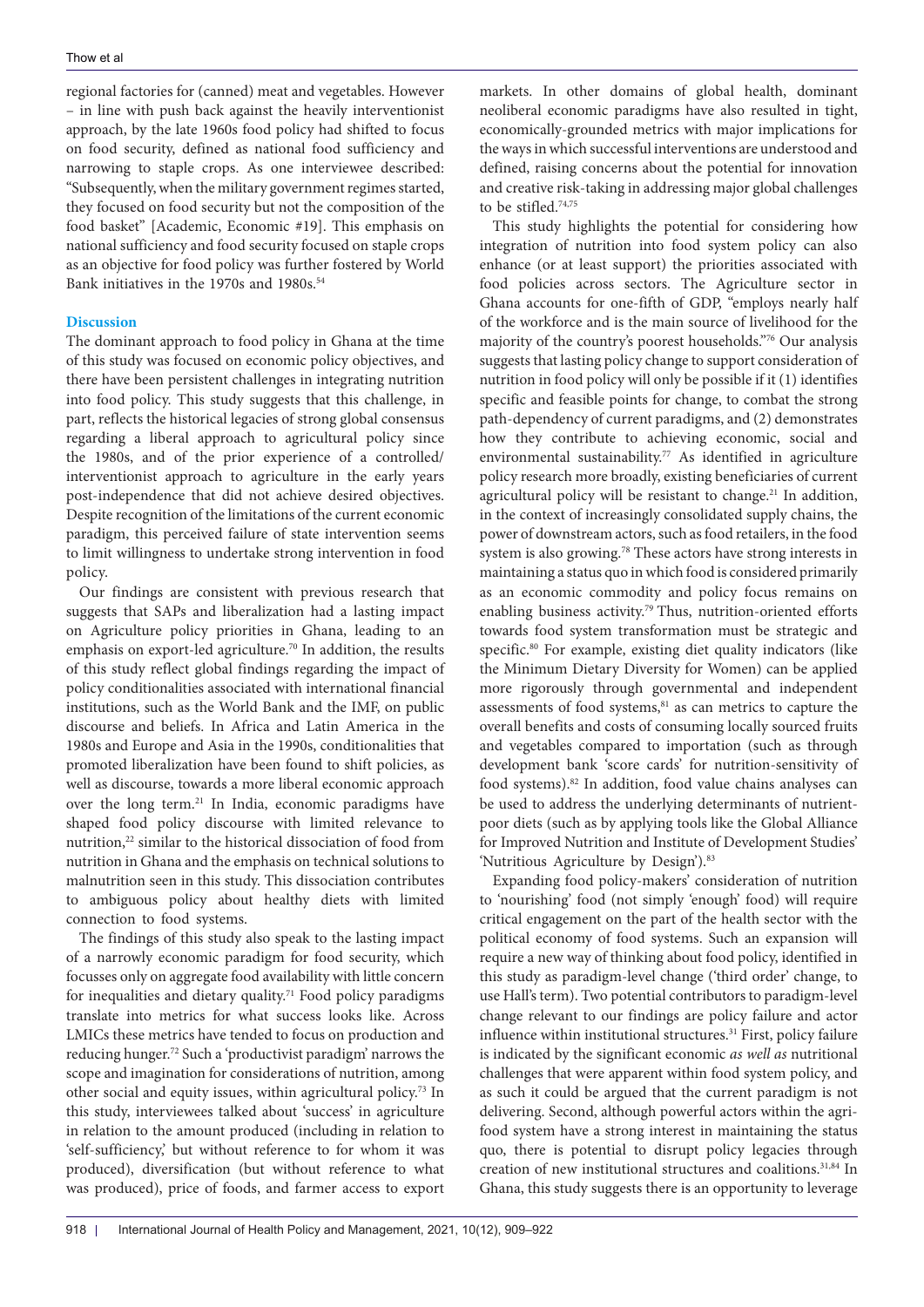regional factories for (canned) meat and vegetables. However – in line with push back against the heavily interventionist approach, by the late 1960s food policy had shifted to focus on food security, defined as national food sufficiency and narrowing to staple crops. As one interviewee described: "Subsequently, when the military government regimes started, they focused on food security but not the composition of the food basket" [Academic, Economic #19]. This emphasis on national sufficiency and food security focused on staple crops as an objective for food policy was further fostered by World Bank initiatives in the 1970s and 1980s.[54]

## Discussion

The dominant approach to food policy in Ghana at the time of this study was focused on economic policy objectives, and there have been persistent challenges in integrating nutrition into food policy. This study suggests that this challenge, in part, reflects the historical legacies of strong global consensus regarding a liberal approach to agricultural policy since the 1980s, and of the prior experience of a controlled/interventionist approach to agriculture in the early years post-independence that did not achieve desired objectives. Despite recognition of the limitations of the current economic paradigm, this perceived failure of state intervention seems to limit willingness to undertake strong intervention in food policy.

Our findings are consistent with previous research that suggests that SAPs and liberalization had a lasting impact on Agriculture policy priorities in Ghana, leading to an emphasis on export-led agriculture.[70] In addition, the results of this study reflect global findings regarding the impact of policy conditionalities associated with international financial institutions, such as the World Bank and the IMF, on public discourse and beliefs. In Africa and Latin America in the 1980s and Europe and Asia in the 1990s, conditionalities that promoted liberalization have been found to shift policies, as well as discourse, towards a more liberal economic approach over the long term.[21] In India, economic paradigms have shaped food policy discourse with limited relevance to nutrition,[22] similar to the historical dissociation of food from nutrition in Ghana and the emphasis on technical solutions to malnutrition seen in this study. This dissociation contributes to ambiguous policy about healthy diets with limited connection to food systems.

The findings of this study also speak to the lasting impact of a narrowly economic paradigm for food security, which focusses only on aggregate food availability with little concern for inequalities and dietary quality.[71] Food policy paradigms translate into metrics for what success looks like. Across LMICs these metrics have tended to focus on production and reducing hunger.[72] Such a 'productivist paradigm' narrows the scope and imagination for considerations of nutrition, among other social and equity issues, within agricultural policy.[73] In this study, interviewees talked about 'success' in agriculture in relation to the amount produced (including in relation to 'self-sufficiency,' but without reference to for whom it was produced), diversification (but without reference to what was produced), price of foods, and farmer access to export markets. In other domains of global health, dominant neoliberal economic paradigms have also resulted in tight, economically-grounded metrics with major implications for the ways in which successful interventions are understood and defined, raising concerns about the potential for innovation and creative risk-taking in addressing major global challenges to be stifled.[74,75]

This study highlights the potential for considering how integration of nutrition into food system policy can also enhance (or at least support) the priorities associated with food policies across sectors. The Agriculture sector in Ghana accounts for one-fifth of GDP, "employs nearly half of the workforce and is the main source of livelihood for the majority of the country's poorest households."[76] Our analysis suggests that lasting policy change to support consideration of nutrition in food policy will only be possible if it (1) identifies specific and feasible points for change, to combat the strong path-dependency of current paradigms, and (2) demonstrates how they contribute to achieving economic, social and environmental sustainability.[77] As identified in agriculture policy research more broadly, existing beneficiaries of current agricultural policy will be resistant to change.[21] In addition, in the context of increasingly consolidated supply chains, the power of downstream actors, such as food retailers, in the food system is also growing.[78] These actors have strong interests in maintaining a status quo in which food is considered primarily as an economic commodity and policy focus remains on enabling business activity.[79] Thus, nutrition-oriented efforts towards food system transformation must be strategic and specific.[80] For example, existing diet quality indicators (like the Minimum Dietary Diversity for Women) can be applied more rigorously through governmental and independent assessments of food systems,[81] as can metrics to capture the overall benefits and costs of consuming locally sourced fruits and vegetables compared to importation (such as through development bank 'score cards' for nutrition-sensitivity of food systems).[82] In addition, food value chains analyses can be used to address the underlying determinants of nutrient-poor diets (such as by applying tools like the Global Alliance for Improved Nutrition and Institute of Development Studies' 'Nutritious Agriculture by Design').[83]

Expanding food policy-makers' consideration of nutrition to 'nourishing' food (not simply 'enough' food) will require critical engagement on the part of the health sector with the political economy of food systems. Such an expansion will require a new way of thinking about food policy, identified in this study as paradigm-level change ('third order' change, to use Hall's term). Two potential contributors to paradigm-level change relevant to our findings are policy failure and actor influence within institutional structures.[31] First, policy failure is indicated by the significant economic *as well as* nutritional challenges that were apparent within food system policy, and as such it could be argued that the current paradigm is not delivering. Second, although powerful actors within the agri-food system have a strong interest in maintaining the status quo, there is potential to disrupt policy legacies through creation of new institutional structures and coalitions.[31,84] In Ghana, this study suggests there is an opportunity to leverage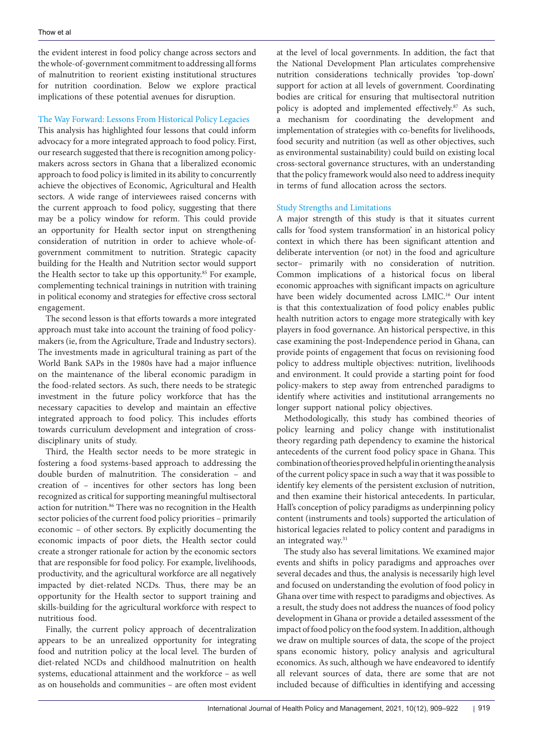the evident interest in food policy change across sectors and the whole-of-government commitment to addressing all forms of malnutrition to reorient existing institutional structures for nutrition coordination. Below we explore practical implications of these potential avenues for disruption.

### The Way Forward: Lessons From Historical Policy Legacies

This analysis has highlighted four lessons that could inform advocacy for a more integrated approach to food policy. First, our research suggested that there is recognition among policy-makers across sectors in Ghana that a liberalized economic approach to food policy is limited in its ability to concurrently achieve the objectives of Economic, Agricultural and Health sectors. A wide range of interviewees raised concerns with the current approach to food policy, suggesting that there may be a policy window for reform. This could provide an opportunity for Health sector input on strengthening consideration of nutrition in order to achieve whole-of-government commitment to nutrition. Strategic capacity building for the Health and Nutrition sector would support the Health sector to take up this opportunity.[85] For example, complementing technical trainings in nutrition with training in political economy and strategies for effective cross sectoral engagement.

The second lesson is that efforts towards a more integrated approach must take into account the training of food policy-makers (ie, from the Agriculture, Trade and Industry sectors). The investments made in agricultural training as part of the World Bank SAPs in the 1980s have had a major influence on the maintenance of the liberal economic paradigm in the food-related sectors. As such, there needs to be strategic investment in the future policy workforce that has the necessary capacities to develop and maintain an effective integrated approach to food policy. This includes efforts towards curriculum development and integration of cross-disciplinary units of study.

Third, the Health sector needs to be more strategic in fostering a food systems-based approach to addressing the double burden of malnutrition. The consideration – and creation of – incentives for other sectors has long been recognized as critical for supporting meaningful multisectoral action for nutrition.[86] There was no recognition in the Health sector policies of the current food policy priorities – primarily economic – of other sectors. By explicitly documenting the economic impacts of poor diets, the Health sector could create a stronger rationale for action by the economic sectors that are responsible for food policy. For example, livelihoods, productivity, and the agricultural workforce are all negatively impacted by diet-related NCDs. Thus, there may be an opportunity for the Health sector to support training and skills-building for the agricultural workforce with respect to nutritious food.

Finally, the current policy approach of decentralization appears to be an unrealized opportunity for integrating food and nutrition policy at the local level. The burden of diet-related NCDs and childhood malnutrition on health systems, educational attainment and the workforce – as well as on households and communities – are often most evident at the level of local governments. In addition, the fact that the National Development Plan articulates comprehensive nutrition considerations technically provides 'top-down' support for action at all levels of government. Coordinating bodies are critical for ensuring that multisectoral nutrition policy is adopted and implemented effectively.[87] As such, a mechanism for coordinating the development and implementation of strategies with co-benefits for livelihoods, food security and nutrition (as well as other objectives, such as environmental sustainability) could build on existing local cross-sectoral governance structures, with an understanding that the policy framework would also need to address inequity in terms of fund allocation across the sectors.

### Study Strengths and Limitations

A major strength of this study is that it situates current calls for 'food system transformation' in an historical policy context in which there has been significant attention and deliberate intervention (or not) in the food and agriculture sector– primarily with no consideration of nutrition. Common implications of a historical focus on liberal economic approaches with significant impacts on agriculture have been widely documented across LMIC.[16] Our intent is that this contextualization of food policy enables public health nutrition actors to engage more strategically with key players in food governance. An historical perspective, in this case examining the post-Independence period in Ghana, can provide points of engagement that focus on revisioning food policy to address multiple objectives: nutrition, livelihoods and environment. It could provide a starting point for food policy-makers to step away from entrenched paradigms to identify where activities and institutional arrangements no longer support national policy objectives.

Methodologically, this study has combined theories of policy learning and policy change with institutionalist theory regarding path dependency to examine the historical antecedents of the current food policy space in Ghana. This combination of theories proved helpful in orienting the analysis of the current policy space in such a way that it was possible to identify key elements of the persistent exclusion of nutrition, and then examine their historical antecedents. In particular, Hall's conception of policy paradigms as underpinning policy content (instruments and tools) supported the articulation of historical legacies related to policy content and paradigms in an integrated way.[31]

The study also has several limitations. We examined major events and shifts in policy paradigms and approaches over several decades and thus, the analysis is necessarily high level and focused on understanding the evolution of food policy in Ghana over time with respect to paradigms and objectives. As a result, the study does not address the nuances of food policy development in Ghana or provide a detailed assessment of the impact of food policy on the food system. In addition, although we draw on multiple sources of data, the scope of the project spans economic history, policy analysis and agricultural economics. As such, although we have endeavored to identify all relevant sources of data, there are some that are not included because of difficulties in identifying and accessing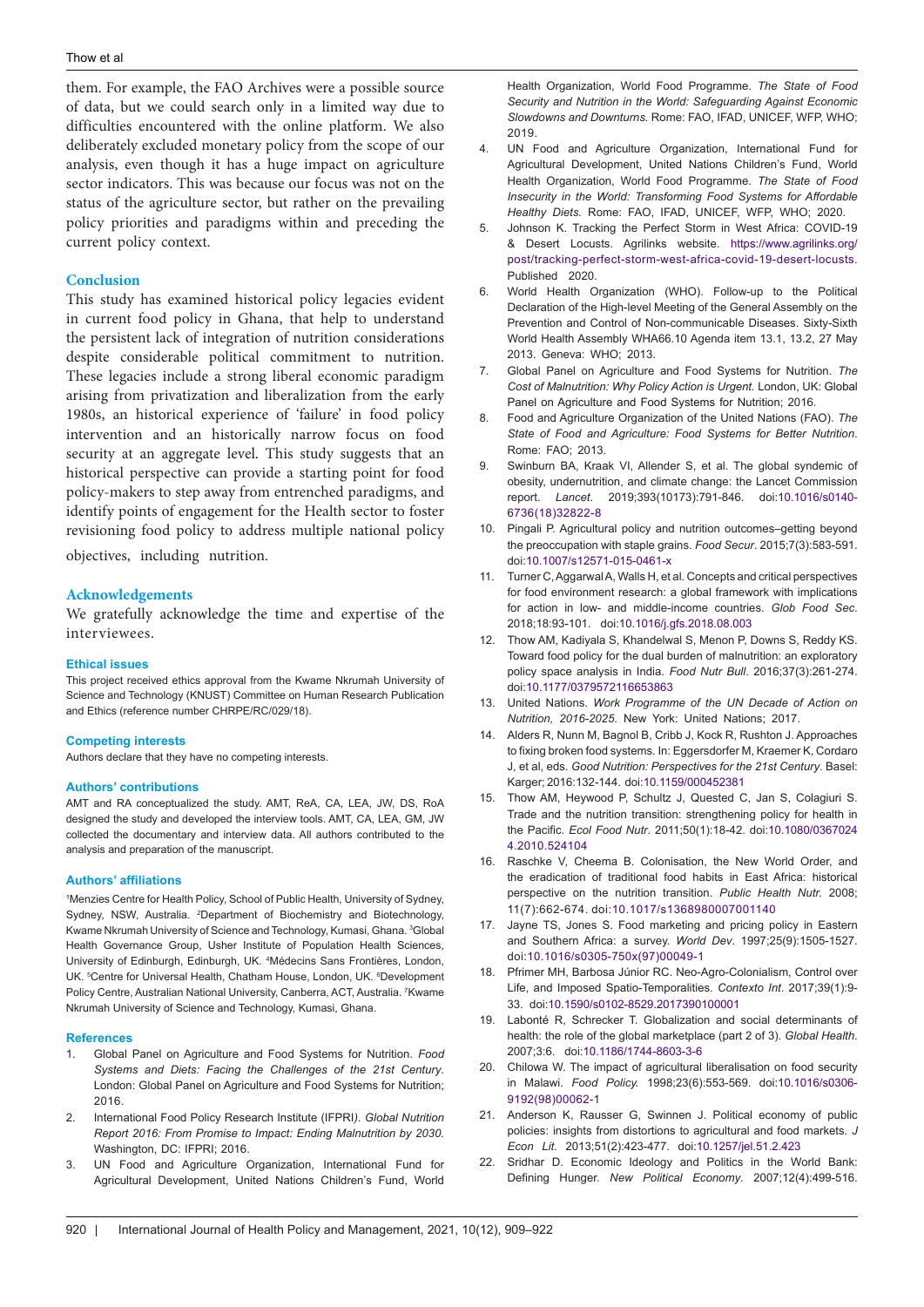them. For example, the FAO Archives were a possible source of data, but we could search only in a limited way due to difficulties encountered with the online platform. We also deliberately excluded monetary policy from the scope of our analysis, even though it has a huge impact on agriculture sector indicators. This was because our focus was not on the status of the agriculture sector, but rather on the prevailing policy priorities and paradigms within and preceding the current policy context.

## Conclusion

This study has examined historical policy legacies evident in current food policy in Ghana, that help to understand the persistent lack of integration of nutrition considerations despite considerable political commitment to nutrition. These legacies include a strong liberal economic paradigm arising from privatization and liberalization from the early 1980s, an historical experience of 'failure' in food policy intervention and an historically narrow focus on food security at an aggregate level. This study suggests that an historical perspective can provide a starting point for food policy-makers to step away from entrenched paradigms, and identify points of engagement for the Health sector to foster revisioning food policy to address multiple national policy objectives, including nutrition.

## Acknowledgements

We gratefully acknowledge the time and expertise of the interviewees.

### Ethical issues

This project received ethics approval from the Kwame Nkrumah University of Science and Technology (KNUST) Committee on Human Research Publication and Ethics (reference number CHRPE/RC/029/18).

### Competing interests

Authors declare that they have no competing interests.

### Authors' contributions

AMT and RA conceptualized the study. AMT, ReA, CA, LEA, JW, DS, RoA designed the study and developed the interview tools. AMT, CA, LEA, GM, JW collected the documentary and interview data. All authors contributed to the analysis and preparation of the manuscript.

### Authors' affiliations

[1]Menzies Centre for Health Policy, School of Public Health, University of Sydney, Sydney, NSW, Australia. [2]Department of Biochemistry and Biotechnology, Kwame Nkrumah University of Science and Technology, Kumasi, Ghana. [3]Global Health Governance Group, Usher Institute of Population Health Sciences, University of Edinburgh, Edinburgh, UK. [4]Médecins Sans Frontières, London, UK. [5]Centre for Universal Health, Chatham House, London, UK. [6]Development Policy Centre, Australian National University, Canberra, ACT, Australia. [7]Kwame Nkrumah University of Science and Technology, Kumasi, Ghana.

### References

1. Global Panel on Agriculture and Food Systems for Nutrition. *Food Systems and Diets: Facing the Challenges of the 21st Century*. London: Global Panel on Agriculture and Food Systems for Nutrition; 2016.
2. International Food Policy Research Institute (IFPRI*). Global Nutrition Report 2016: From Promise to Impact: Ending Malnutrition by 2030.* Washington, DC: IFPRI; 2016.
3. UN Food and Agriculture Organization, International Fund for Agricultural Development, United Nations Children's Fund, World Health Organization, World Food Programme. *The State of Food Security and Nutrition in the World: Safeguarding Against Economic Slowdowns and Downturns.* Rome: FAO, IFAD, UNICEF, WFP, WHO; 2019.
4. UN Food and Agriculture Organization, International Fund for Agricultural Development, United Nations Children's Fund, World Health Organization, World Food Programme. *The State of Food Insecurity in the World: Transforming Food Systems for Affordable Healthy Diets.* Rome: FAO, IFAD, UNICEF, WFP, WHO; 2020.
5. Johnson K. Tracking the Perfect Storm in West Africa: COVID-19 & Desert Locusts. Agrilinks website. https://www.agrilinks.org/post/tracking-perfect-storm-west-africa-covid-19-desert-locusts. Published 2020.
6. World Health Organization (WHO). Follow-up to the Political Declaration of the High-level Meeting of the General Assembly on the Prevention and Control of Non-communicable Diseases. Sixty-Sixth World Health Assembly WHA66.10 Agenda item 13.1, 13.2, 27 May 2013. Geneva: WHO; 2013.
7. Global Panel on Agriculture and Food Systems for Nutrition. *The Cost of Malnutrition: Why Policy Action is Urgent.* London, UK: Global Panel on Agriculture and Food Systems for Nutrition; 2016.
8. Food and Agriculture Organization of the United Nations (FAO). *The State of Food and Agriculture: Food Systems for Better Nutrition.* Rome: FAO; 2013.
9. Swinburn BA, Kraak VI, Allender S, et al. The global syndemic of obesity, undernutrition, and climate change: the Lancet Commission report. *Lancet*. 2019;393(10173):791-846. doi:10.1016/s0140-6736(18)32822-8
10. Pingali P. Agricultural policy and nutrition outcomes–getting beyond the preoccupation with staple grains. *Food Secur*. 2015;7(3):583-591. doi:10.1007/s12571-015-0461-x
11. Turner C, Aggarwal A, Walls H, et al. Concepts and critical perspectives for food environment research: a global framework with implications for action in low- and middle-income countries. *Glob Food Sec*. 2018;18:93-101. doi:10.1016/j.gfs.2018.08.003
12. Thow AM, Kadiyala S, Khandelwal S, Menon P, Downs S, Reddy KS. Toward food policy for the dual burden of malnutrition: an exploratory policy space analysis in India. *Food Nutr Bull*. 2016;37(3):261-274. doi:10.1177/0379572116653863
13. United Nations. *Work Programme of the UN Decade of Action on Nutrition, 2016-2025.* New York: United Nations; 2017.
14. Alders R, Nunn M, Bagnol B, Cribb J, Kock R, Rushton J. Approaches to fixing broken food systems. In: Eggersdorfer M, Kraemer K, Cordaro J, et al, eds. *Good Nutrition: Perspectives for the 21st Century*. Basel: Karger; 2016:132-144. doi:10.1159/000452381
15. Thow AM, Heywood P, Schultz J, Quested C, Jan S, Colagiuri S. Trade and the nutrition transition: strengthening policy for health in the Pacific. *Ecol Food Nutr*. 2011;50(1):18-42. doi:10.1080/03670244.2010.524104
16. Raschke V, Cheema B. Colonisation, the New World Order, and the eradication of traditional food habits in East Africa: historical perspective on the nutrition transition. *Public Health Nutr*. 2008; 11(7):662-674. doi:10.1017/s1368980007001140
17. Jayne TS, Jones S. Food marketing and pricing policy in Eastern and Southern Africa: a survey. *World Dev*. 1997;25(9):1505-1527. doi:10.1016/s0305-750x(97)00049-1
18. Pfrimer MH, Barbosa Júnior RC. Neo-Agro-Colonialism, Control over Life, and Imposed Spatio-Temporalities. *Contexto Int*. 2017;39(1):9-33. doi:10.1590/s0102-8529.2017390100001
19. Labonté R, Schrecker T. Globalization and social determinants of health: the role of the global marketplace (part 2 of 3). *Global Health*. 2007;3:6. doi:10.1186/1744-8603-3-6
20. Chilowa W. The impact of agricultural liberalisation on food security in Malawi. *Food Policy.* 1998;23(6):553-569. doi:10.1016/s0306-9192(98)00062-1
21. Anderson K, Rausser G, Swinnen J. Political economy of public policies: insights from distortions to agricultural and food markets. *J Econ Lit.* 2013;51(2):423-477. doi:10.1257/jel.51.2.423
22. Sridhar D. Economic Ideology and Politics in the World Bank: Defining Hunger. *New Political Economy*. 2007;12(4):499-516.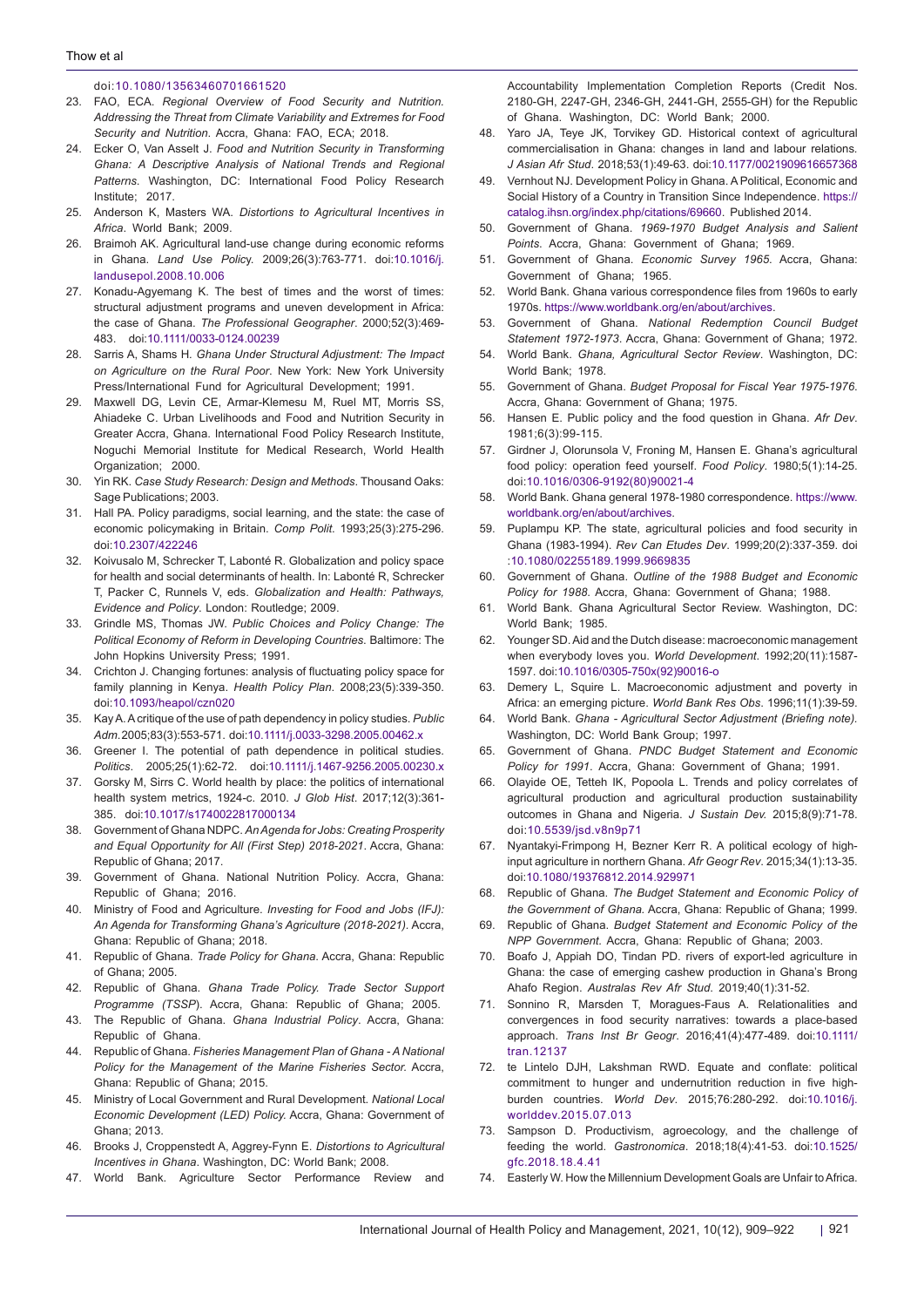doi:10.1080/13563460701661520

23. FAO, ECA. *Regional Overview of Food Security and Nutrition. Addressing the Threat from Climate Variability and Extremes for Food Security and Nutrition*. Accra, Ghana: FAO, ECA; 2018.
24. Ecker O, Van Asselt J. *Food and Nutrition Security in Transforming Ghana: A Descriptive Analysis of National Trends and Regional Patterns*. Washington, DC: International Food Policy Research Institute; 2017.
25. Anderson K, Masters WA. *Distortions to Agricultural Incentives in Africa*. World Bank; 2009.
26. Braimoh AK. Agricultural land-use change during economic reforms in Ghana. *Land Use Policy*. 2009;26(3):763-771. doi:10.1016/j.landusepol.2008.10.006
27. Konadu-Agyemang K. The best of times and the worst of times: structural adjustment programs and uneven development in Africa: the case of Ghana. *The Professional Geographer*. 2000;52(3):469-483. doi:10.1111/0033-0124.00239
28. Sarris A, Shams H. *Ghana Under Structural Adjustment: The Impact on Agriculture on the Rural Poor*. New York: New York University Press/International Fund for Agricultural Development; 1991.
29. Maxwell DG, Levin CE, Armar-Klemesu M, Ruel MT, Morris SS, Ahiadeke C. Urban Livelihoods and Food and Nutrition Security in Greater Accra, Ghana. International Food Policy Research Institute, Noguchi Memorial Institute for Medical Research, World Health Organization; 2000.
30. Yin RK. *Case Study Research: Design and Methods*. Thousand Oaks: Sage Publications; 2003.
31. Hall PA. Policy paradigms, social learning, and the state: the case of economic policymaking in Britain. *Comp Polit*. 1993;25(3):275-296. doi:10.2307/422246
32. Koivusalo M, Schrecker T, Labonté R. Globalization and policy space for health and social determinants of health. In: Labonté R, Schrecker T, Packer C, Runnels V, eds. *Globalization and Health: Pathways, Evidence and Policy*. London: Routledge; 2009.
33. Grindle MS, Thomas JW. *Public Choices and Policy Change: The Political Economy of Reform in Developing Countries*. Baltimore: The John Hopkins University Press; 1991.
34. Crichton J. Changing fortunes: analysis of fluctuating policy space for family planning in Kenya. *Health Policy Plan*. 2008;23(5):339-350. doi:10.1093/heapol/czn020
35. Kay A. A critique of the use of path dependency in policy studies. *Public Adm*. 2005;83(3):553-571. doi:10.1111/j.0033-3298.2005.00462.x
36. Greener I. The potential of path dependence in political studies. *Politics*. 2005;25(1):62-72. doi:10.1111/j.1467-9256.2005.00230.x
37. Gorsky M, Sirrs C. World health by place: the politics of international health system metrics, 1924-c. 2010. *J Glob Hist*. 2017;12(3):361-385. doi:10.1017/s1740022817000134
38. Government of Ghana NDPC. *An Agenda for Jobs: Creating Prosperity and Equal Opportunity for All (First Step) 2018-2021*. Accra, Ghana: Republic of Ghana; 2017.
39. Government of Ghana. National Nutrition Policy. Accra, Ghana: Republic of Ghana; 2016.
40. Ministry of Food and Agriculture. *Investing for Food and Jobs (IFJ): An Agenda for Transforming Ghana's Agriculture (2018-2021)*. Accra, Ghana: Republic of Ghana; 2018.
41. Republic of Ghana. *Trade Policy for Ghana*. Accra, Ghana: Republic of Ghana; 2005.
42. Republic of Ghana. *Ghana Trade Policy. Trade Sector Support Programme (TSSP)*. Accra, Ghana: Republic of Ghana; 2005.
43. The Republic of Ghana. *Ghana Industrial Policy*. Accra, Ghana: Republic of Ghana.
44. Republic of Ghana. *Fisheries Management Plan of Ghana - A National Policy for the Management of the Marine Fisheries Sector*. Accra, Ghana: Republic of Ghana; 2015.
45. Ministry of Local Government and Rural Development. *National Local Economic Development (LED) Policy*. Accra, Ghana: Government of Ghana; 2013.
46. Brooks J, Croppenstedt A, Aggrey-Fynn E. *Distortions to Agricultural Incentives in Ghana*. Washington, DC: World Bank; 2008.
47. World Bank. Agriculture Sector Performance Review and Accountability Implementation Completion Reports (Credit Nos. 2180-GH, 2247-GH, 2346-GH, 2441-GH, 2555-GH) for the Republic of Ghana. Washington, DC: World Bank; 2000.
48. Yaro JA, Teye JK, Torvikey GD. Historical context of agricultural commercialisation in Ghana: changes in land and labour relations. *J Asian Afr Stud*. 2018;53(1):49-63. doi:10.1177/0021909616657368
49. Vernhout NJ. Development Policy in Ghana. A Political, Economic and Social History of a Country in Transition Since Independence. https://catalog.ihsn.org/index.php/citations/69660. Published 2014.
50. Government of Ghana. *1969-1970 Budget Analysis and Salient Points*. Accra, Ghana: Government of Ghana; 1969.
51. Government of Ghana. *Economic Survey 1965*. Accra, Ghana: Government of Ghana; 1965.
52. World Bank. Ghana various correspondence files from 1960s to early 1970s. https://www.worldbank.org/en/about/archives.
53. Government of Ghana. *National Redemption Council Budget Statement 1972-1973*. Accra, Ghana: Government of Ghana; 1972.
54. World Bank. *Ghana, Agricultural Sector Review*. Washington, DC: World Bank; 1978.
55. Government of Ghana. *Budget Proposal for Fiscal Year 1975-1976*. Accra, Ghana: Government of Ghana; 1975.
56. Hansen E. Public policy and the food question in Ghana. *Afr Dev*. 1981;6(3):99-115.
57. Girdner J, Olorunsola V, Froning M, Hansen E. Ghana's agricultural food policy: operation feed yourself. *Food Policy*. 1980;5(1):14-25. doi:10.1016/0306-9192(80)90021-4
58. World Bank. Ghana general 1978-1980 correspondence. https://www.worldbank.org/en/about/archives.
59. Puplampu KP. The state, agricultural policies and food security in Ghana (1983-1994). *Rev Can Etudes Dev*. 1999;20(2):337-359. doi:10.1080/02255189.1999.9669835
60. Government of Ghana. *Outline of the 1988 Budget and Economic Policy for 1988*. Accra, Ghana: Government of Ghana; 1988.
61. World Bank. Ghana Agricultural Sector Review. Washington, DC: World Bank; 1985.
62. Younger SD. Aid and the Dutch disease: macroeconomic management when everybody loves you. *World Development*. 1992;20(11):1587-1597. doi:10.1016/0305-750x(92)90016-o
63. Demery L, Squire L. Macroeconomic adjustment and poverty in Africa: an emerging picture. *World Bank Res Obs*. 1996;11(1):39-59.
64. World Bank. *Ghana - Agricultural Sector Adjustment (Briefing note)*. Washington, DC: World Bank Group; 1997.
65. Government of Ghana. *PNDC Budget Statement and Economic Policy for 1991*. Accra, Ghana: Government of Ghana; 1991.
66. Olayide OE, Tetteh IK, Popoola L. Trends and policy correlates of agricultural production and agricultural production sustainability outcomes in Ghana and Nigeria. *J Sustain Dev*. 2015;8(9):71-78. doi:10.5539/jsd.v8n9p71
67. Nyantakyi-Frimpong H, Bezner Kerr R. A political ecology of high-input agriculture in northern Ghana. *Afr Geogr Rev*. 2015;34(1):13-35. doi:10.1080/19376812.2014.929971
68. Republic of Ghana. *The Budget Statement and Economic Policy of the Government of Ghana*. Accra, Ghana: Republic of Ghana; 1999.
69. Republic of Ghana. *Budget Statement and Economic Policy of the NPP Government*. Accra, Ghana: Republic of Ghana; 2003.
70. Boafo J, Appiah DO, Tindan PD. rivers of export-led agriculture in Ghana: the case of emerging cashew production in Ghana's Brong Ahafo Region. *Australas Rev Afr Stud*. 2019;40(1):31-52.
71. Sonnino R, Marsden T, Moragues-Faus A. Relationalities and convergences in food security narratives: towards a place-based approach. *Trans Inst Br Geogr*. 2016;41(4):477-489. doi:10.1111/tran.12137
72. te Lintelo DJH, Lakshman RWD. Equate and conflate: political commitment to hunger and undernutrition reduction in five high-burden countries. *World Dev*. 2015;76:280-292. doi:10.1016/j.worlddev.2015.07.013
73. Sampson D. Productivism, agroecology, and the challenge of feeding the world. *Gastronomica*. 2018;18(4):41-53. doi:10.1525/gfc.2018.18.4.41
74. Easterly W. How the Millennium Development Goals are Unfair to Africa.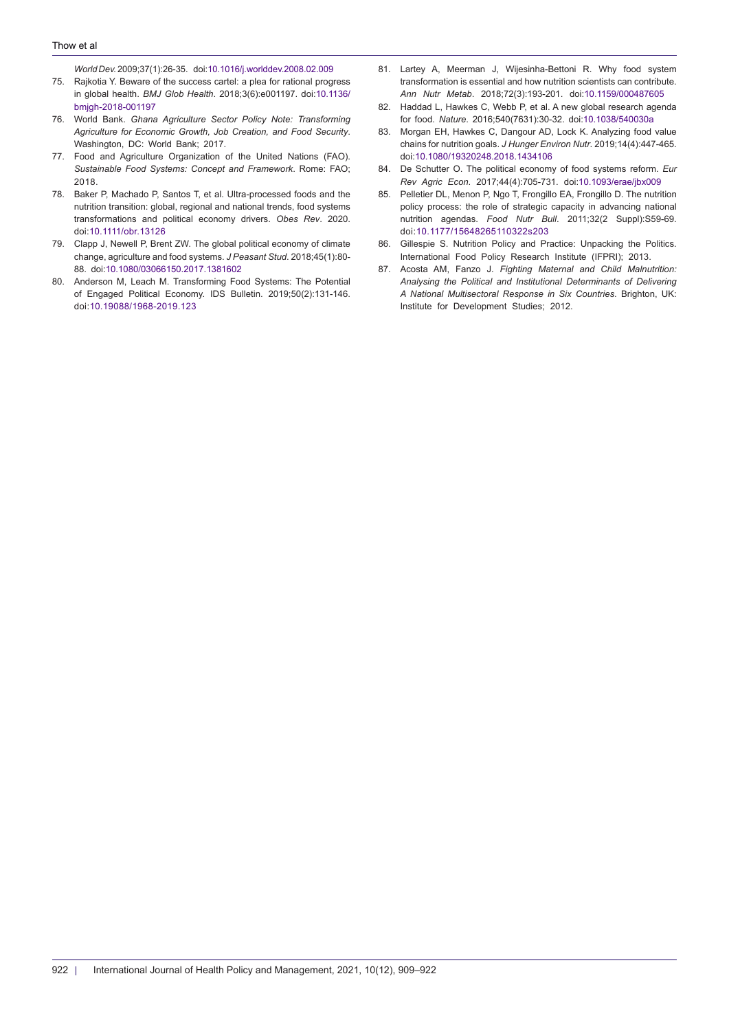*World Dev.* 2009;37(1):26-35. doi:10.1016/j.worlddev.2008.02.009

75. Rajkotia Y. Beware of the success cartel: a plea for rational progress in global health. *BMJ Glob Health*. 2018;3(6):e001197. doi:10.1136/bmjgh-2018-001197
76. World Bank. *Ghana Agriculture Sector Policy Note: Transforming Agriculture for Economic Growth, Job Creation, and Food Security*. Washington, DC: World Bank; 2017.
77. Food and Agriculture Organization of the United Nations (FAO). *Sustainable Food Systems: Concept and Framework*. Rome: FAO; 2018.
78. Baker P, Machado P, Santos T, et al. Ultra-processed foods and the nutrition transition: global, regional and national trends, food systems transformations and political economy drivers. *Obes Rev*. 2020. doi:10.1111/obr.13126
79. Clapp J, Newell P, Brent ZW. The global political economy of climate change, agriculture and food systems. *J Peasant Stud*. 2018;45(1):80-88. doi:10.1080/03066150.2017.1381602
80. Anderson M, Leach M. Transforming Food Systems: The Potential of Engaged Political Economy. IDS Bulletin. 2019;50(2):131-146. doi:10.19088/1968-2019.123
81. Lartey A, Meerman J, Wijesinha-Bettoni R. Why food system transformation is essential and how nutrition scientists can contribute. *Ann Nutr Metab*. 2018;72(3):193-201. doi:10.1159/000487605
82. Haddad L, Hawkes C, Webb P, et al. A new global research agenda for food. *Nature*. 2016;540(7631):30-32. doi:10.1038/540030a
83. Morgan EH, Hawkes C, Dangour AD, Lock K. Analyzing food value chains for nutrition goals. *J Hunger Environ Nutr*. 2019;14(4):447-465. doi:10.1080/19320248.2018.1434106
84. De Schutter O. The political economy of food systems reform. *Eur Rev Agric Econ*. 2017;44(4):705-731. doi:10.1093/erae/jbx009
85. Pelletier DL, Menon P, Ngo T, Frongillo EA, Frongillo D. The nutrition policy process: the role of strategic capacity in advancing national nutrition agendas. *Food Nutr Bull*. 2011;32(2 Suppl):S59-69. doi:10.1177/15648265110322s203
86. Gillespie S. Nutrition Policy and Practice: Unpacking the Politics. International Food Policy Research Institute (IFPRI); 2013.
87. Acosta AM, Fanzo J. *Fighting Maternal and Child Malnutrition: Analysing the Political and Institutional Determinants of Delivering A National Multisectoral Response in Six Countries*. Brighton, UK: Institute for Development Studies; 2012.